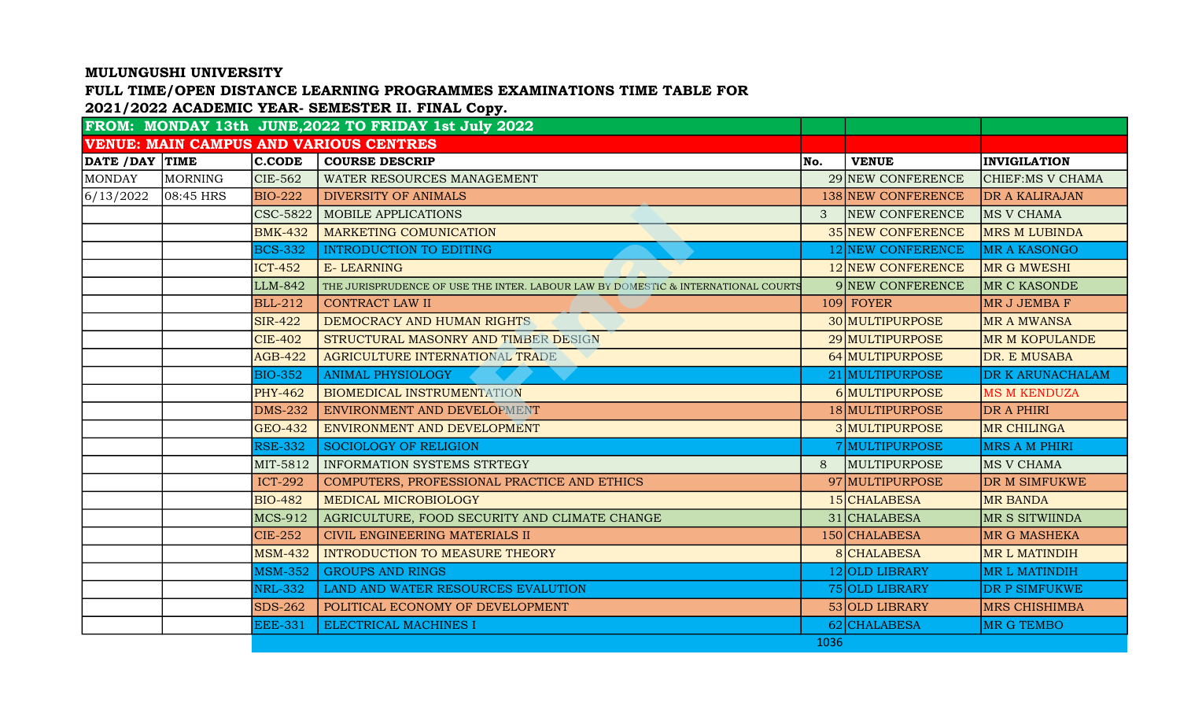**MULUNGUSHI UNIVERSITY**

**FULL TIME/OPEN DISTANCE LEARNING PROGRAMMES EXAMINATIONS TIME TABLE FOR 2021/2022 ACADEMIC YEAR- SEMESTER II. FINAL Copy.**

| FROM: MONDAY 13th JUNE,2022 TO FRIDAY 1st July 2022 | | | | | | |
|---|---|---|---|---|---|---|
| **VENUE: MAIN CAMPUS AND VARIOUS CENTRES** | | | | | | |
| **DATE /DAY** | **TIME** | **C.CODE** | **COURSE DESCRIP** | **No.** | **VENUE** | **INVIGILATION** |
| MONDAY | MORNING | CIE-562 | WATER RESOURCES MANAGEMENT | 29 | NEW CONFERENCE | CHIEF:MS V CHAMA |
| 6/13/2022 | 08:45 HRS | BIO-222 | DIVERSITY OF ANIMALS | 138 | NEW CONFERENCE | DR A KALIRAJAN |
| | | CSC-5822 | MOBILE APPLICATIONS | 3 | NEW CONFERENCE | MS V CHAMA |
| | | BMK-432 | MARKETING COMUNICATION | 35 | NEW CONFERENCE | MRS M LUBINDA |
| | | BCS-332 | INTRODUCTION TO EDITING | 12 | NEW CONFERENCE | MR A KASONGO |
| | | ICT-452 | E- LEARNING | 12 | NEW CONFERENCE | MR G MWESHI |
| | | LLM-842 | THE JURISPRUDENCE OF USE THE INTER. LABOUR LAW BY DOMESTIC & INTERNATIONAL COURTS | 9 | NEW CONFERENCE | MR C KASONDE |
| | | BLL-212 | CONTRACT LAW II | 109 | FOYER | MR J JEMBA F |
| | | SIR-422 | DEMOCRACY AND HUMAN RIGHTS | 30 | MULTIPURPOSE | MR A MWANSA |
| | | CIE-402 | STRUCTURAL MASONRY AND TIMBER DESIGN | 29 | MULTIPURPOSE | MR M KOPULANDE |
| | | AGB-422 | AGRICULTURE INTERNATIONAL TRADE | 64 | MULTIPURPOSE | DR. E MUSABA |
| | | BIO-352 | ANIMAL PHYSIOLOGY | 21 | MULTIPURPOSE | DR K ARUNACHALAM |
| | | PHY-462 | BIOMEDICAL INSTRUMENTATION | 6 | MULTIPURPOSE | MS M KENDUZA |
| | | DMS-232 | ENVIRONMENT AND DEVELOPMENT | 18 | MULTIPURPOSE | DR A PHIRI |
| | | GEO-432 | ENVIRONMENT AND DEVELOPMENT | 3 | MULTIPURPOSE | MR CHILINGA |
| | | RSE-332 | SOCIOLOGY OF RELIGION | 7 | MULTIPURPOSE | MRS A M PHIRI |
| | | MIT-5812 | INFORMATION SYSTEMS STRTEGY | 8 | MULTIPURPOSE | MS V CHAMA |
| | | ICT-292 | COMPUTERS, PROFESSIONAL PRACTICE AND ETHICS | 97 | MULTIPURPOSE | DR M SIMFUKWE |
| | | BIO-482 | MEDICAL MICROBIOLOGY | 15 | CHALABESA | MR BANDA |
| | | MCS-912 | AGRICULTURE, FOOD SECURITY AND CLIMATE CHANGE | 31 | CHALABESA | MR S SITWIINDA |
| | | CIE-252 | CIVIL ENGINEERING MATERIALS II | 150 | CHALABESA | MR G MASHEKA |
| | | MSM-432 | INTRODUCTION TO MEASURE THEORY | 8 | CHALABESA | MR L MATINDIH |
| | | MSM-352 | GROUPS AND RINGS | 12 | OLD LIBRARY | MR L MATINDIH |
| | | NRL-332 | LAND AND WATER RESOURCES EVALUTION | 75 | OLD LIBRARY | DR P SIMFUKWE |
| | | SDS-262 | POLITICAL ECONOMY OF DEVELOPMENT | 53 | OLD LIBRARY | MRS CHISHIMBA |
| | | EEE-331 | ELECTRICAL MACHINES I | 62 | CHALABESA | MR G TEMBO |
| | | | | 1036 | | |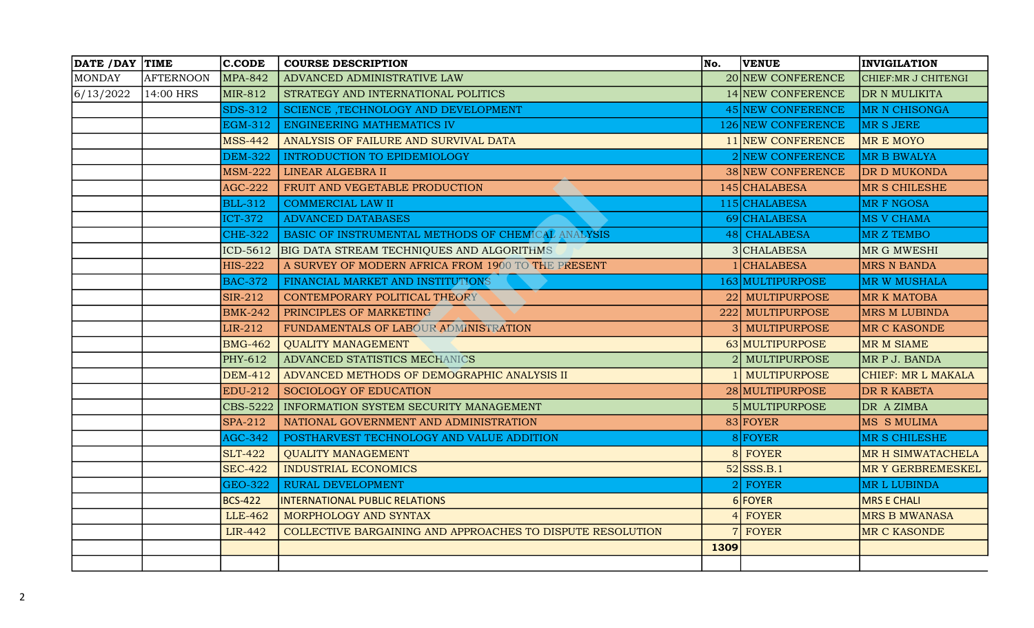| DATE /DAY | TIME | C.CODE | COURSE DESCRIPTION | No. | VENUE | INVIGILATION |
|---|---|---|---|---|---|---|
| MONDAY | AFTERNOON | MPA-842 | ADVANCED ADMINISTRATIVE LAW | 20 | NEW CONFERENCE | CHIEF:MR J CHITENGI |
| 6/13/2022 | 14:00 HRS | MIR-812 | STRATEGY AND INTERNATIONAL POLITICS | 14 | NEW CONFERENCE | DR N MULIKITA |
| | | SDS-312 | SCIENCE ,TECHNOLOGY AND DEVELOPMENT | 45 | NEW CONFERENCE | MR N CHISONGA |
| | | EGM-312 | ENGINEERING MATHEMATICS IV | 126 | NEW CONFERENCE | MR S JERE |
| | | MSS-442 | ANALYSIS OF FAILURE AND SURVIVAL DATA | 11 | NEW CONFERENCE | MR E MOYO |
| | | DEM-322 | INTRODUCTION TO EPIDEMIOLOGY | 2 | NEW CONFERENCE | MR B BWALYA |
| | | MSM-222 | LINEAR ALGEBRA II | 38 | NEW CONFERENCE | DR D MUKONDA |
| | | AGC-222 | FRUIT AND VEGETABLE PRODUCTION | 145 | CHALABESA | MR S CHILESHE |
| | | BLL-312 | COMMERCIAL LAW II | 115 | CHALABESA | MR F NGOSA |
| | | ICT-372 | ADVANCED DATABASES | 69 | CHALABESA | MS V CHAMA |
| | | CHE-322 | BASIC OF INSTRUMENTAL METHODS OF CHEMICAL ANALYSIS | 48 | CHALABESA | MR Z TEMBO |
| | | ICD-5612 | BIG DATA STREAM TECHNIQUES AND ALGORITHMS | 3 | CHALABESA | MR G MWESHI |
| | | HIS-222 | A SURVEY OF MODERN AFRICA FROM 1900 TO THE PRESENT | 1 | CHALABESA | MRS N BANDA |
| | | BAC-372 | FINANCIAL MARKET AND INSTITUTIONS | 163 | MULTIPURPOSE | MR W MUSHALA |
| | | SIR-212 | CONTEMPORARY POLITICAL THEORY | 22 | MULTIPURPOSE | MR K MATOBA |
| | | BMK-242 | PRINCIPLES OF MARKETING | 222 | MULTIPURPOSE | MRS M LUBINDA |
| | | LIR-212 | FUNDAMENTALS OF LABOUR ADMINISTRATION | 3 | MULTIPURPOSE | MR C KASONDE |
| | | BMG-462 | QUALITY MANAGEMENT | 63 | MULTIPURPOSE | MR M SIAME |
| | | PHY-612 | ADVANCED STATISTICS MECHANICS | 2 | MULTIPURPOSE | MR P J. BANDA |
| | | DEM-412 | ADVANCED METHODS OF DEMOGRAPHIC ANALYSIS II | 1 | MULTIPURPOSE | CHIEF: MR L MAKALA |
| | | EDU-212 | SOCIOLOGY OF EDUCATION | 28 | MULTIPURPOSE | DR R KABETA |
| | | CBS-5222 | INFORMATION SYSTEM SECURITY MANAGEMENT | 5 | MULTIPURPOSE | DR A ZIMBA |
| | | SPA-212 | NATIONAL GOVERNMENT AND ADMINISTRATION | 83 | FOYER | MS S MULIMA |
| | | AGC-342 | POSTHARVEST TECHNOLOGY AND VALUE ADDITION | 8 | FOYER | MR S CHILESHE |
| | | SLT-422 | QUALITY MANAGEMENT | 8 | FOYER | MR H SIMWATACHELA |
| | | SEC-422 | INDUSTRIAL ECONOMICS | 52 | SSS.B.1 | MR Y GERBREMESKEL |
| | | GEO-322 | RURAL DEVELOPMENT | 2 | FOYER | MR L LUBINDA |
| | | BCS-422 | INTERNATIONAL PUBLIC RELATIONS | 6 | FOYER | MRS E CHALI |
| | | LLE-462 | MORPHOLOGY AND SYNTAX | 4 | FOYER | MRS B MWANASA |
| | | LIR-442 | COLLECTIVE BARGAINING AND APPROACHES TO DISPUTE RESOLUTION | 7 | FOYER | MR C KASONDE |
| | | | | **1309** | | |
| | | | | | | |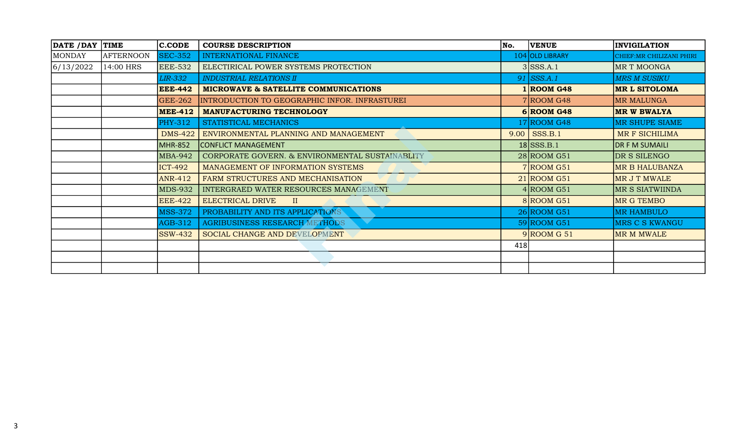| DATE /DAY | TIME | C.CODE | COURSE DESCRIPTION | No. | VENUE | INVIGILATION |
|---|---|---|---|---|---|---|
| MONDAY | AFTERNOON | SEC-352 | INTERNATIONAL FINANCE | 104 | OLD LIBRARY | CHIEF:MR CHILIZANI PHIRI |
| 6/13/2022 | 14:00 HRS | EEE-532 | ELECITRICAL POWER SYSTEMS PROTECTION | 3 | SSS.A.1 | MR T MOONGA |
| | | *LIR-332* | *INDUSTRIAL RELATIONS II* | *91* | *SSS.A.1* | *MRS M SUSIKU* |
| | | **EEE-442** | **MICROWAVE & SATELLITE COMMUNICATIONS** | **1** | **ROOM G48** | **MR L SITOLOMA** |
| | | GEE-262 | INTRODUCTION TO GEOGRAPHIC INFOR. INFRASTUREI | 7 | ROOM G48 | MR MALUNGA |
| | | **MEE-412** | **MANUFACTURING TECHNOLOGY** | **6** | **ROOM G48** | **MR W BWALYA** |
| | | PHY-312 | STATISTICAL MECHANICS | 17 | ROOM G48 | MR SHUPE SIAME |
| | | DMS-422 | ENVIRONMENTAL PLANNING AND MANAGEMENT | 9.00 | SSS.B.1 | MR F SICHILIMA |
| | | MHR-852 | CONFLICT MANAGEMENT | 18 | SSS.B.1 | DR F M SUMAILI |
| | | MBA-942 | CORPORATE GOVERN. & ENVIRONMENTAL SUSTAINABLITY | 28 | ROOM G51 | DR S SILENGO |
| | | ICT-492 | MANAGEMENT OF INFORMATION SYSTEMS | 7 | ROOM G51 | MR B HALUBANZA |
| | | ANR-412 | FARM STRUCTURES AND MECHANISATION | 21 | ROOM G51 | MR J T MWALE |
| | | MDS-932 | INTERGRAED WATER RESOURCES MANAGEMENT | 4 | ROOM G51 | MR S SIATWIINDA |
| | | EEE-422 | ELECTRICAL DRIVE II | 8 | ROOM G51 | MR G TEMBO |
| | | MSS-372 | PROBABILITY AND ITS APPLICATIONS | 26 | ROOM G51 | MR HAMBULO |
| | | AGB-312 | AGRIBUSINESS RESEARCH METHODS | 59 | ROOM G51 | MRS C S KWANGU |
| | | SSW-432 | SOCIAL CHANGE AND DEVELOPMENT | 9 | ROOM G 51 | MR M MWALE |
| | | | | 418 | | |
| | | | | | | |
| | | | | | | |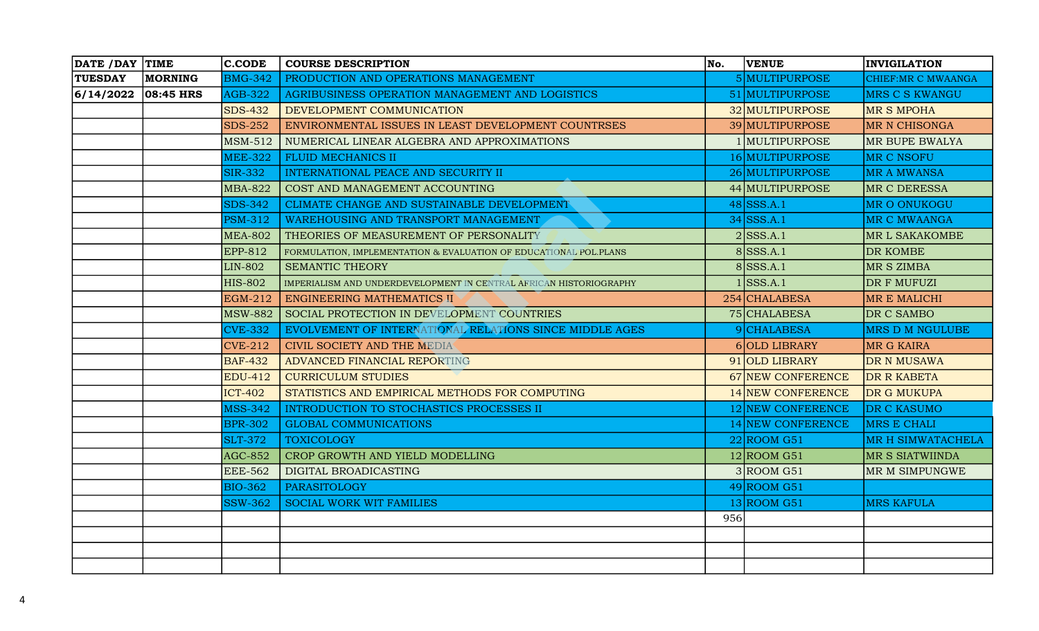| DATE /DAY | TIME | C.CODE | COURSE DESCRIPTION | No. | VENUE | INVIGILATION |
|---|---|---|---|---|---|---|
| TUESDAY | MORNING | BMG-342 | PRODUCTION AND OPERATIONS MANAGEMENT | 5 | MULTIPURPOSE | CHIEF:MR C MWAANGA |
| 6/14/2022 | 08:45 HRS | AGB-322 | AGRIBUSINESS OPERATION MANAGEMENT AND LOGISTICS | 51 | MULTIPURPOSE | MRS C S KWANGU |
| | | SDS-432 | DEVELOPMENT COMMUNICATION | 32 | MULTIPURPOSE | MR S MPOHA |
| | | SDS-252 | ENVIRONMENTAL ISSUES IN LEAST DEVELOPMENT COUNTRSES | 39 | MULTIPURPOSE | MR N CHISONGA |
| | | MSM-512 | NUMERICAL LINEAR ALGEBRA AND APPROXIMATIONS | 1 | MULTIPURPOSE | MR BUPE BWALYA |
| | | MEE-322 | FLUID MECHANICS II | 16 | MULTIPURPOSE | MR C NSOFU |
| | | SIR-332 | INTERNATIONAL PEACE AND SECURITY II | 26 | MULTIPURPOSE | MR A MWANSA |
| | | MBA-822 | COST AND MANAGEMENT ACCOUNTING | 44 | MULTIPURPOSE | MR C DERESSA |
| | | SDS-342 | CLIMATE CHANGE AND SUSTAINABLE DEVELOPMENT | 48 | SSS.A.1 | MR O ONUKOGU |
| | | PSM-312 | WAREHOUSING AND TRANSPORT MANAGEMENT | 34 | SSS.A.1 | MR C MWAANGA |
| | | MEA-802 | THEORIES OF MEASUREMENT OF PERSONALITY | 2 | SSS.A.1 | MR L SAKAKOMBE |
| | | EPP-812 | FORMULATION, IMPLEMENTATION & EVALUATION OF EDUCATIONAL POL.PLANS | 8 | SSS.A.1 | DR KOMBE |
| | | LIN-802 | SEMANTIC THEORY | 8 | SSS.A.1 | MR S ZIMBA |
| | | HIS-802 | IMPERIALISM AND UNDERDEVELOPMENT IN CENTRAL AFRICAN HISTORIOGRAPHY | 1 | SSS.A.1 | DR F MUFUZI |
| | | EGM-212 | ENGINEERING MATHEMATICS II | 254 | CHALABESA | MR E MALICHI |
| | | MSW-882 | SOCIAL PROTECTION IN DEVELOPMENT COUNTRIES | 75 | CHALABESA | DR C SAMBO |
| | | CVE-332 | EVOLVEMENT OF INTERNATIONAL RELATIONS SINCE MIDDLE AGES | 9 | CHALABESA | MRS D M NGULUBE |
| | | CVE-212 | CIVIL SOCIETY AND THE MEDIA | 6 | OLD LIBRARY | MR G KAIRA |
| | | BAF-432 | ADVANCED FINANCIAL REPORTING | 91 | OLD LIBRARY | DR N MUSAWA |
| | | EDU-412 | CURRICULUM STUDIES | 67 | NEW CONFERENCE | DR R KABETA |
| | | ICT-402 | STATISTICS AND EMPIRICAL METHODS FOR COMPUTING | 14 | NEW CONFERENCE | DR G MUKUPA |
| | | MSS-342 | INTRODUCTION TO STOCHASTICS PROCESSES II | 12 | NEW CONFERENCE | DR C KASUMO |
| | | BPR-302 | GLOBAL COMMUNICATIONS | 14 | NEW CONFERENCE | MRS E CHALI |
| | | SLT-372 | TOXICOLOGY | 22 | ROOM G51 | MR H SIMWATACHELA |
| | | AGC-852 | CROP GROWTH AND YIELD MODELLING | 12 | ROOM G51 | MR S SIATWIINDA |
| | | EEE-562 | DIGITAL BROADCASTING | 3 | ROOM G51 | MR M SIMPUNGWE |
| | | BIO-362 | PARASITOLOGY | 49 | ROOM G51 | |
| | | SSW-362 | SOCIAL WORK WIT FAMILIES | 13 | ROOM G51 | MRS KAFULA |
| | | | | 956 | | |
| | | | | | | |
| | | | | | | |
| | | | | | | |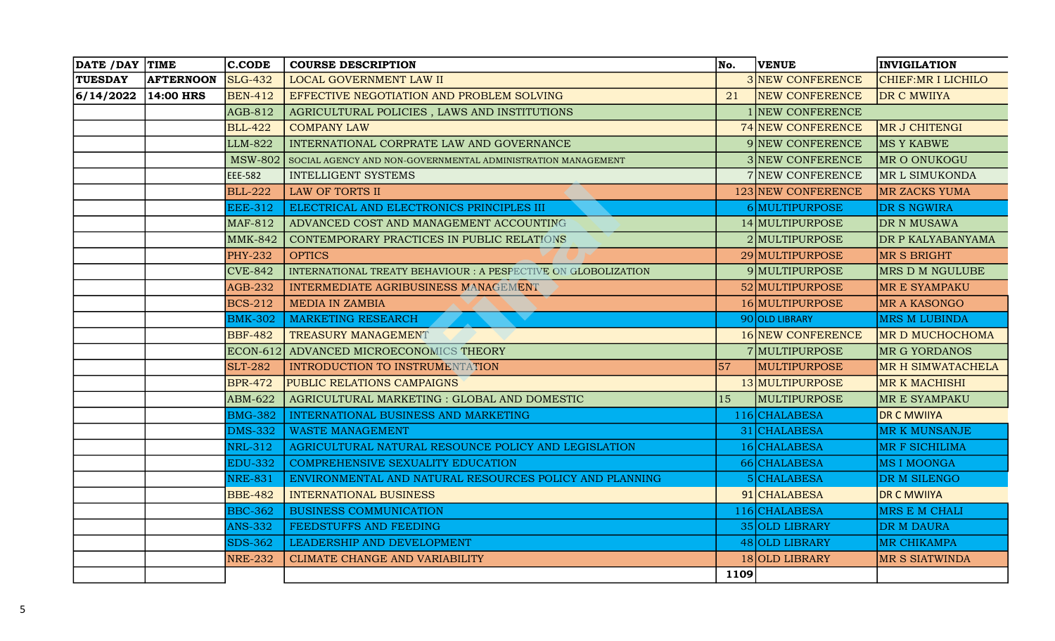| DATE /DAY | TIME | C.CODE | COURSE DESCRIPTION | No. | VENUE | INVIGILATION |
|---|---|---|---|---|---|---|
| TUESDAY | AFTERNOON | SLG-432 | LOCAL GOVERNMENT LAW II | 3 | NEW CONFERENCE | CHIEF:MR I LICHILO |
| 6/14/2022 | 14:00 HRS | BEN-412 | EFFECTIVE NEGOTIATION AND PROBLEM SOLVING | 21 | NEW CONFERENCE | DR C MWIIYA |
| | | AGB-812 | AGRICULTURAL POLICIES , LAWS AND INSTITUTIONS | 1 | NEW CONFERENCE | |
| | | BLL-422 | COMPANY LAW | 74 | NEW CONFERENCE | MR J CHITENGI |
| | | LLM-822 | INTERNATIONAL CORPRATE LAW AND GOVERNANCE | 9 | NEW CONFERENCE | MS Y KABWE |
| | | MSW-802 | SOCIAL AGENCY AND NON-GOVERNMENTAL ADMINISTRATION MANAGEMENT | 3 | NEW CONFERENCE | MR O ONUKOGU |
| | | EEE-582 | INTELLIGENT SYSTEMS | 7 | NEW CONFERENCE | MR L SIMUKONDA |
| | | BLL-222 | LAW OF TORTS II | 123 | NEW CONFERENCE | MR ZACKS YUMA |
| | | EEE-312 | ELECTRICAL AND ELECTRONICS PRINCIPLES III | 6 | MULTIPURPOSE | DR S NGWIRA |
| | | MAF-812 | ADVANCED COST AND MANAGEMENT ACCOUNTING | 14 | MULTIPURPOSE | DR N MUSAWA |
| | | MMK-842 | CONTEMPORARY PRACTICES IN PUBLIC RELATIONS | 2 | MULTIPURPOSE | DR P KALYABANYAMA |
| | | PHY-232 | OPTICS | 29 | MULTIPURPOSE | MR S BRIGHT |
| | | CVE-842 | INTERNATIONAL TREATY BEHAVIOUR : A PESPECTIVE ON GLOBOLIZATION | 9 | MULTIPURPOSE | MRS D M NGULUBE |
| | | AGB-232 | INTERMEDIATE AGRIBUSINESS MANAGEMENT | 52 | MULTIPURPOSE | MR E SYAMPAKU |
| | | BCS-212 | MEDIA IN ZAMBIA | 16 | MULTIPURPOSE | MR A KASONGO |
| | | BMK-302 | MARKETING RESEARCH | 90 | OLD LIBRARY | MRS M LUBINDA |
| | | BBF-482 | TREASURY MANAGEMENT | 16 | NEW CONFERENCE | MR D MUCHOCHOMA |
| | | ECON-612 | ADVANCED MICROECONOMICS THEORY | 7 | MULTIPURPOSE | MR G YORDANOS |
| | | SLT-282 | INTRODUCTION TO INSTRUMENTATION | 57 | MULTIPURPOSE | MR H SIMWATACHELA |
| | | BPR-472 | PUBLIC RELATIONS CAMPAIGNS | 13 | MULTIPURPOSE | MR K MACHISHI |
| | | ABM-622 | AGRICULTURAL MARKETING : GLOBAL AND DOMESTIC | 15 | MULTIPURPOSE | MR E SYAMPAKU |
| | | BMG-382 | INTERNATIONAL BUSINESS AND MARKETING | 116 | CHALABESA | DR C MWIIYA |
| | | DMS-332 | WASTE MANAGEMENT | 31 | CHALABESA | MR K MUNSANJE |
| | | NRL-312 | AGRICULTURAL NATURAL RESOUNCE POLICY AND LEGISLATION | 16 | CHALABESA | MR F SICHILIMA |
| | | EDU-332 | COMPREHENSIVE SEXUALITY EDUCATION | 66 | CHALABESA | MS I MOONGA |
| | | NRE-831 | ENVIRONMENTAL AND NATURAL RESOURCES POLICY AND PLANNING | 5 | CHALABESA | DR M SILENGO |
| | | BBE-482 | INTERNATIONAL BUSINESS | 91 | CHALABESA | DR C MWIIYA |
| | | BBC-362 | BUSINESS COMMUNICATION | 116 | CHALABESA | MRS E M CHALI |
| | | ANS-332 | FEEDSTUFFS AND FEEDING | 35 | OLD LIBRARY | DR M DAURA |
| | | SDS-362 | LEADERSHIP AND DEVELOPMENT | 48 | OLD LIBRARY | MR CHIKAMPA |
| | | NRE-232 | CLIMATE CHANGE AND VARIABILITY | 18 | OLD LIBRARY | MR S SIATWINDA |
| | | | | 1109 | | |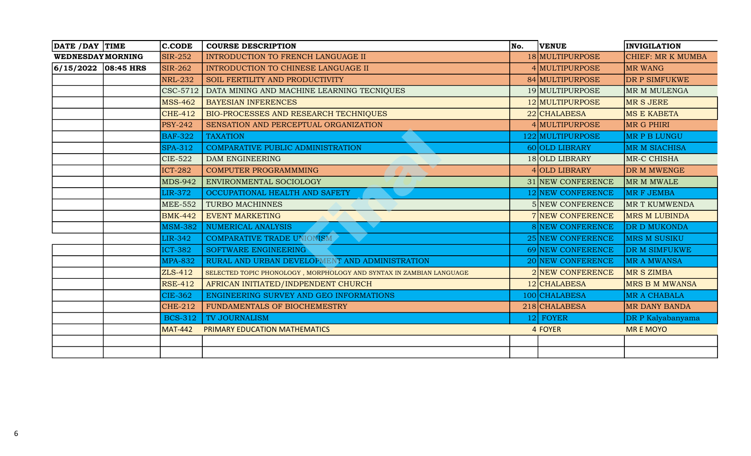| DATE /DAY | TIME | C.CODE | COURSE DESCRIPTION | No. | VENUE | INVIGILATION |
|---|---|---|---|---|---|---|
| WEDNESDAY | MORNING | SIR-252 | INTRODUCTION TO FRENCH LANGUAGE II | 18 | MULTIPURPOSE | CHIEF: MR K MUMBA |
| 6/15/2022 | 08:45 HRS | SIR-262 | INTRODUCTION TO CHINESE LANGUAGE II | 4 | MULTIPURPOSE | MR WANG |
| | | NRL-232 | SOIL FERTILITY AND PRODUCTIVITY | 84 | MULTIPURPOSE | DR P SIMFUKWE |
| | | CSC-5712 | DATA MINING AND MACHINE LEARNING TECNIQUES | 19 | MULTIPURPOSE | MR M MULENGA |
| | | MSS-462 | BAYESIAN INFERENCES | 12 | MULTIPURPOSE | MR S JERE |
| | | CHE-412 | BIO-PROCESSES AND RESEARCH TECHNIQUES | 22 | CHALABESA | MS E KABETA |
| | | PSY-242 | SENSATION AND PERCEPTUAL ORGANIZATION | 4 | MULTIPURPOSE | MR G PHIRI |
| | | BAF-322 | TAXATION | 122 | MULTIPURPOSE | MR P B LUNGU |
| | | SPA-312 | COMPARATIVE PUBLIC ADMINISTRATION | 60 | OLD LIBRARY | MR M SIACHISA |
| | | CIE-522 | DAM ENGINEERING | 18 | OLD LIBRARY | MR-C CHISHA |
| | | ICT-282 | COMPUTER PROGRAMMMING | 4 | OLD LIBRARY | DR M MWENGE |
| | | MDS-942 | ENVIRONMENTAL SOCIOLOGY | 31 | NEW CONFERENCE | MR M MWALE |
| | | LIR-372 | OCCUPATIONAL HEALTH AND SAFETY | 12 | NEW CONFERENCE | MR F JEMBA |
| | | MEE-552 | TURBO MACHINNES | 5 | NEW CONFERENCE | MR T KUMWENDA |
| | | BMK-442 | EVENT MARKETING | 7 | NEW CONFERENCE | MRS M LUBINDA |
| | | MSM-382 | NUMERICAL ANALYSIS | 8 | NEW CONFERENCE | DR D MUKONDA |
| | | LIR-342 | COMPARATIVE TRADE UNIONISM | 25 | NEW CONFERENCE | MRS M SUSIKU |
| | | ICT-382 | SOFTWARE ENGINEERING | 69 | NEW CONFERENCE | DR M SIMFUKWE |
| | | MPA-832 | RURAL AND URBAN DEVELOPMENT AND ADMINISTRATION | 20 | NEW CONFERENCE | MR A MWANSA |
| | | ZLS-412 | SELECTED TOPIC PHONOLOGY , MORPHOLOGY AND SYNTAX IN ZAMBIAN LANGUAGE | 2 | NEW CONFERENCE | MR S ZIMBA |
| | | RSE-412 | AFRICAN INITIATED/INDPENDENT CHURCH | 12 | CHALABESA | MRS B M MWANSA |
| | | CIE-362 | ENGINEERING SURVEY AND GEO INFORMATIONS | 100 | CHALABESA | MR A CHABALA |
| | | CHE-212 | FUNDAMENTALS OF BIOCHEMESTRY | 218 | CHALABESA | MR DANY BANDA |
| | | BCS-312 | TV JOURNALISM | 12 | FOYER | DR P Kalyabanyama |
| | | MAT-442 | PRIMARY EDUCATION MATHEMATICS | 4 | FOYER | MR E MOYO |
| | | | | | | |
| | | | | | | |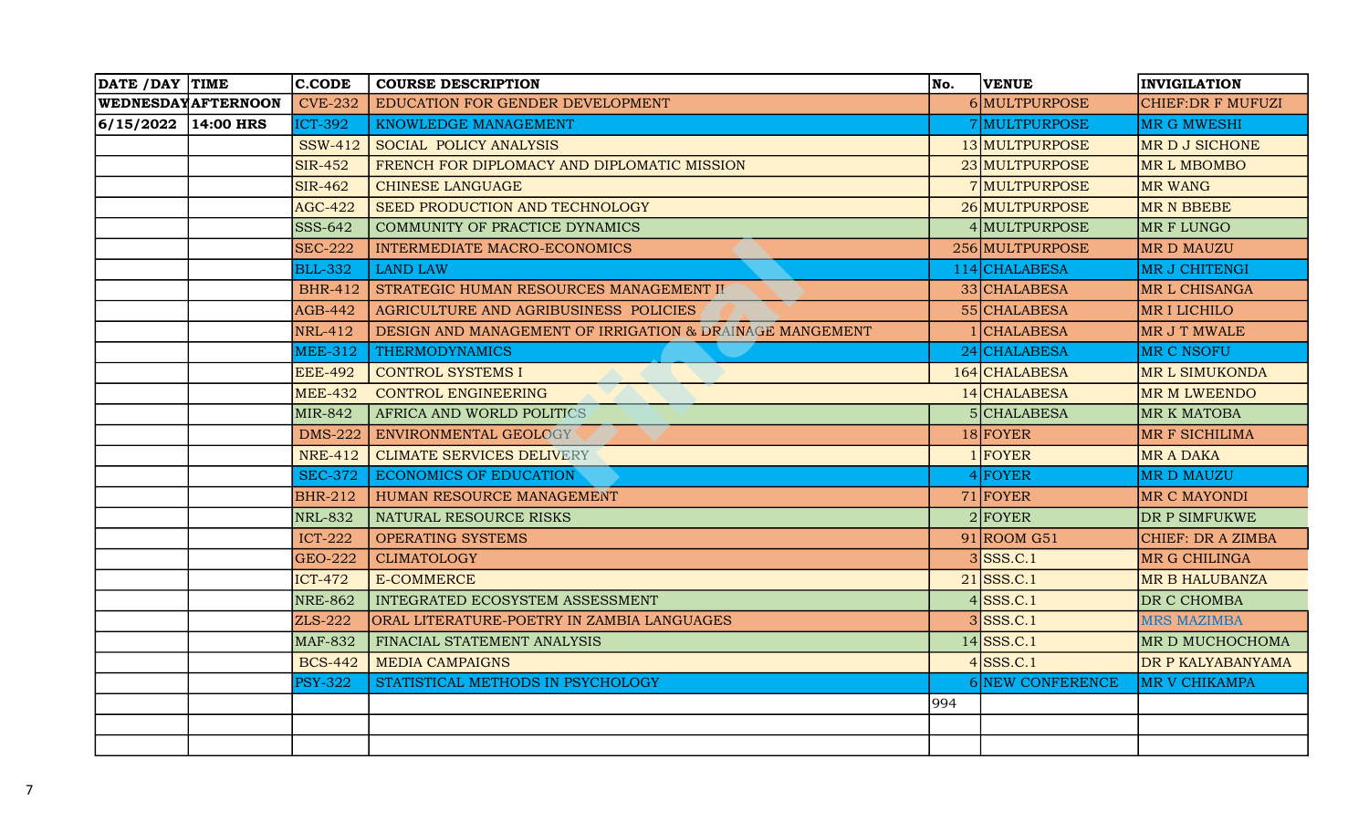| DATE /DAY | TIME | C.CODE | COURSE DESCRIPTION | No. | VENUE | INVIGILATION |
|---|---|---|---|---|---|---|
| WEDNESDAY | AFTERNOON | CVE-232 | EDUCATION FOR GENDER DEVELOPMENT | 6 | MULTPURPOSE | CHIEF:DR F MUFUZI |
| 6/15/2022 | 14:00 HRS | ICT-392 | KNOWLEDGE MANAGEMENT | 7 | MULTPURPOSE | MR G MWESHI |
| | | SSW-412 | SOCIAL POLICY ANALYSIS | 13 | MULTPURPOSE | MR D J SICHONE |
| | | SIR-452 | FRENCH FOR DIPLOMACY AND DIPLOMATIC MISSION | 23 | MULTPURPOSE | MR L MBOMBO |
| | | SIR-462 | CHINESE LANGUAGE | 7 | MULTPURPOSE | MR WANG |
| | | AGC-422 | SEED PRODUCTION AND TECHNOLOGY | 26 | MULTPURPOSE | MR N BBEBE |
| | | SSS-642 | COMMUNITY OF PRACTICE DYNAMICS | 4 | MULTPURPOSE | MR F LUNGO |
| | | SEC-222 | INTERMEDIATE MACRO-ECONOMICS | 256 | MULTPURPOSE | MR D MAUZU |
| | | BLL-332 | LAND LAW | 114 | CHALABESA | MR J CHITENGI |
| | | BHR-412 | STRATEGIC HUMAN RESOURCES MANAGEMENT II | 33 | CHALABESA | MR L CHISANGA |
| | | AGB-442 | AGRICULTURE AND AGRIBUSINESS POLICIES | 55 | CHALABESA | MR I LICHILO |
| | | NRL-412 | DESIGN AND MANAGEMENT OF IRRIGATION & DRAINAGE MANGEMENT | 1 | CHALABESA | MR J T MWALE |
| | | MEE-312 | THERMODYNAMICS | 24 | CHALABESA | MR C NSOFU |
| | | EEE-492 | CONTROL SYSTEMS I | 164 | CHALABESA | MR L SIMUKONDA |
| | | MEE-432 | CONTROL ENGINEERING | 14 | CHALABESA | MR M LWEENDO |
| | | MIR-842 | AFRICA AND WORLD POLITICS | 5 | CHALABESA | MR K MATOBA |
| | | DMS-222 | ENVIRONMENTAL GEOLOGY | 18 | FOYER | MR F SICHILIMA |
| | | NRE-412 | CLIMATE SERVICES DELIVERY | 1 | FOYER | MR A DAKA |
| | | SEC-372 | ECONOMICS OF EDUCATION | 4 | FOYER | MR D MAUZU |
| | | BHR-212 | HUMAN RESOURCE MANAGEMENT | 71 | FOYER | MR C MAYONDI |
| | | NRL-832 | NATURAL RESOURCE RISKS | 2 | FOYER | DR P SIMFUKWE |
| | | ICT-222 | OPERATING SYSTEMS | 91 | ROOM G51 | CHIEF: DR A ZIMBA |
| | | GEO-222 | CLIMATOLOGY | 3 | SSS.C.1 | MR G CHILINGA |
| | | ICT-472 | E-COMMERCE | 21 | SSS.C.1 | MR B HALUBANZA |
| | | NRE-862 | INTEGRATED ECOSYSTEM ASSESSMENT | 4 | SSS.C.1 | DR C CHOMBA |
| | | ZLS-222 | ORAL LITERATURE-POETRY IN ZAMBIA LANGUAGES | 3 | SSS.C.1 | MRS MAZIMBA |
| | | MAF-832 | FINACIAL STATEMENT ANALYSIS | 14 | SSS.C.1 | MR D MUCHOCHOMA |
| | | BCS-442 | MEDIA CAMPAIGNS | 4 | SSS.C.1 | DR P KALYABANYAMA |
| | | PSY-322 | STATISTICAL METHODS IN PSYCHOLOGY | 6 | NEW CONFERENCE | MR V CHIKAMPA |
| | | | | 994 | | |
| | | | | | | |
| | | | | | | |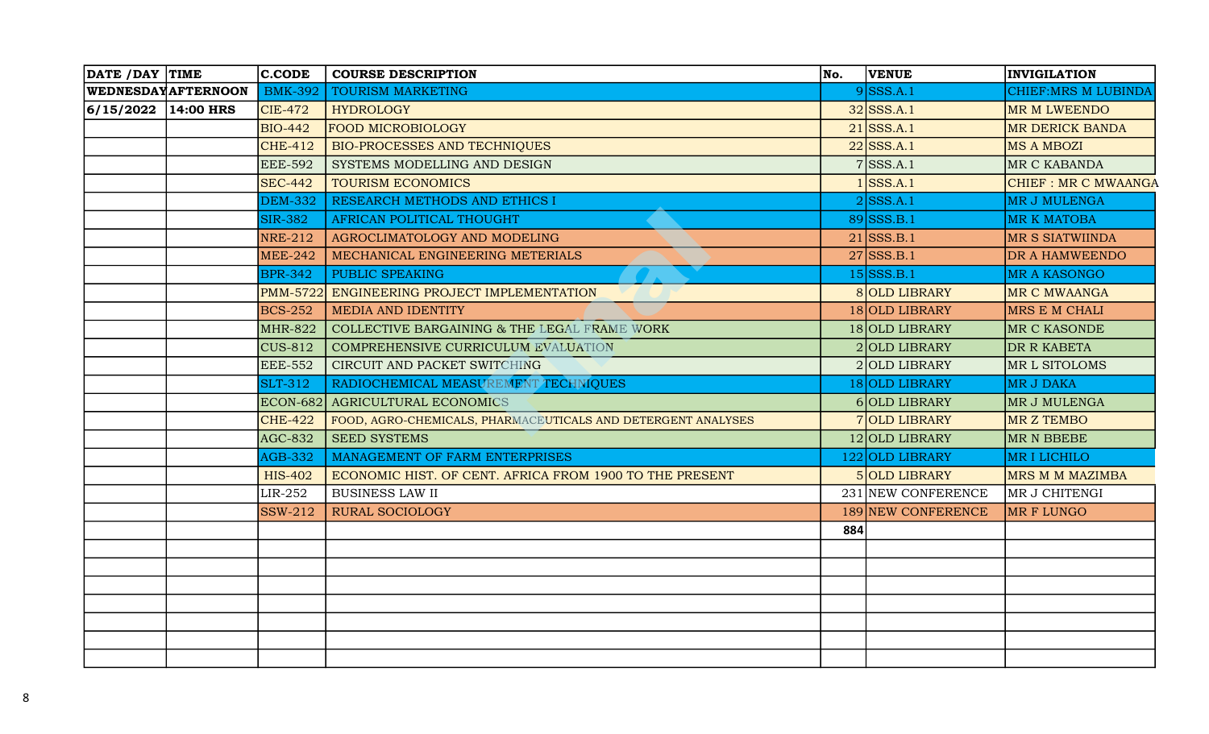| DATE /DAY | TIME | C.CODE | COURSE DESCRIPTION | No. | VENUE | INVIGILATION |
|---|---|---|---|---|---|---|
| WEDNESDAY | AFTERNOON | BMK-392 | TOURISM MARKETING | 9 | SSS.A.1 | CHIEF:MRS M LUBINDA |
| 6/15/2022 | 14:00 HRS | CIE-472 | HYDROLOGY | 32 | SSS.A.1 | MR M LWEENDO |
| | | BIO-442 | FOOD MICROBIOLOGY | 21 | SSS.A.1 | MR DERICK BANDA |
| | | CHE-412 | BIO-PROCESSES AND TECHNIQUES | 22 | SSS.A.1 | MS A MBOZI |
| | | EEE-592 | SYSTEMS MODELLING AND DESIGN | 7 | SSS.A.1 | MR C KABANDA |
| | | SEC-442 | TOURISM ECONOMICS | 1 | SSS.A.1 | CHIEF : MR C MWAANGA |
| | | DEM-332 | RESEARCH METHODS AND ETHICS I | 2 | SSS.A.1 | MR J MULENGA |
| | | SIR-382 | AFRICAN POLITICAL THOUGHT | 89 | SSS.B.1 | MR K MATOBA |
| | | NRE-212 | AGROCLIMATOLOGY AND MODELING | 21 | SSS.B.1 | MR S SIATWIINDA |
| | | MEE-242 | MECHANICAL ENGINEERING METERIALS | 27 | SSS.B.1 | DR A HAMWEENDO |
| | | BPR-342 | PUBLIC SPEAKING | 15 | SSS.B.1 | MR A KASONGO |
| | | PMM-5722 | ENGINEERING PROJECT IMPLEMENTATION | 8 | OLD LIBRARY | MR C MWAANGA |
| | | BCS-252 | MEDIA AND IDENTITY | 18 | OLD LIBRARY | MRS E M CHALI |
| | | MHR-822 | COLLECTIVE BARGAINING & THE LEGAL FRAME WORK | 18 | OLD LIBRARY | MR C KASONDE |
| | | CUS-812 | COMPREHENSIVE CURRICULUM EVALUATION | 2 | OLD LIBRARY | DR R KABETA |
| | | EEE-552 | CIRCUIT AND PACKET SWITCHING | 2 | OLD LIBRARY | MR L SITOLOMS |
| | | SLT-312 | RADIOCHEMICAL MEASUREMENT TECHNIQUES | 18 | OLD LIBRARY | MR J DAKA |
| | | ECON-682 | AGRICULTURAL ECONOMICS | 6 | OLD LIBRARY | MR J MULENGA |
| | | CHE-422 | FOOD, AGRO-CHEMICALS, PHARMACEUTICALS AND DETERGENT ANALYSES | 7 | OLD LIBRARY | MR Z TEMBO |
| | | AGC-832 | SEED SYSTEMS | 12 | OLD LIBRARY | MR N BBEBE |
| | | AGB-332 | MANAGEMENT OF FARM ENTERPRISES | 122 | OLD LIBRARY | MR I LICHILO |
| | | HIS-402 | ECONOMIC HIST. OF CENT. AFRICA FROM 1900 TO THE PRESENT | 5 | OLD LIBRARY | MRS M M MAZIMBA |
| | | LIR-252 | BUSINESS LAW II | 231 | NEW CONFERENCE | MR J CHITENGI |
| | | SSW-212 | RURAL SOCIOLOGY | 189 | NEW CONFERENCE | MR F LUNGO |
| | | | | **884** | | |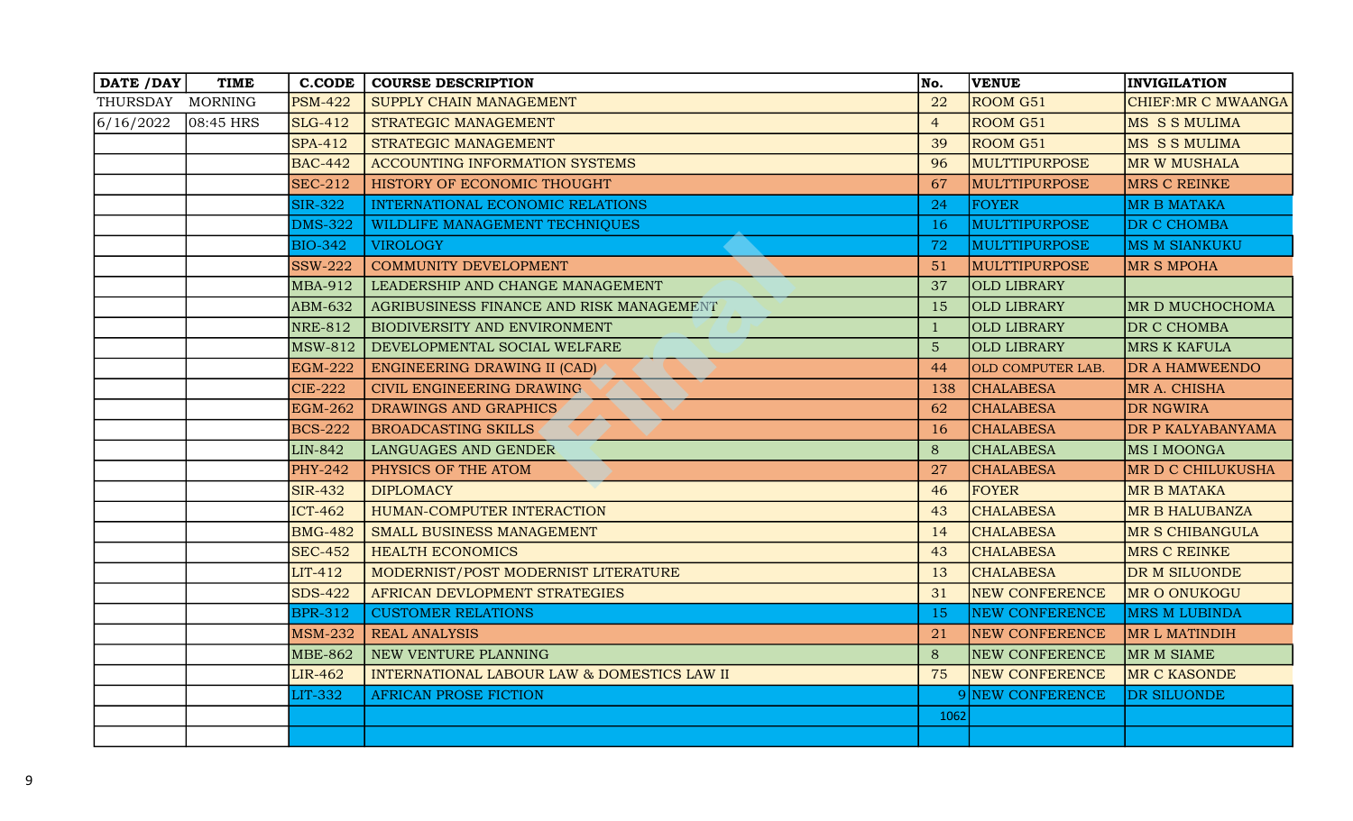| DATE /DAY | TIME | C.CODE | COURSE DESCRIPTION | No. | VENUE | INVIGILATION |
|---|---|---|---|---|---|---|
| THURSDAY | MORNING | PSM-422 | SUPPLY CHAIN MANAGEMENT | 22 | ROOM G51 | CHIEF:MR C MWAANGA |
| 6/16/2022 | 08:45 HRS | SLG-412 | STRATEGIC MANAGEMENT | 4 | ROOM G51 | MS S S MULIMA |
| | | SPA-412 | STRATEGIC MANAGEMENT | 39 | ROOM G51 | MS S S MULIMA |
| | | BAC-442 | ACCOUNTING INFORMATION SYSTEMS | 96 | MULTTIPURPOSE | MR W MUSHALA |
| | | SEC-212 | HISTORY OF ECONOMIC THOUGHT | 67 | MULTTIPURPOSE | MRS C REINKE |
| | | SIR-322 | INTERNATIONAL ECONOMIC RELATIONS | 24 | FOYER | MR B MATAKA |
| | | DMS-322 | WILDLIFE MANAGEMENT TECHNIQUES | 16 | MULTTIPURPOSE | DR C CHOMBA |
| | | BIO-342 | VIROLOGY | 72 | MULTTIPURPOSE | MS M SIANKUKU |
| | | SSW-222 | COMMUNITY DEVELOPMENT | 51 | MULTTIPURPOSE | MR S MPOHA |
| | | MBA-912 | LEADERSHIP AND CHANGE MANAGEMENT | 37 | OLD LIBRARY | |
| | | ABM-632 | AGRIBUSINESS FINANCE AND RISK MANAGEMENT | 15 | OLD LIBRARY | MR D MUCHOCHOMA |
| | | NRE-812 | BIODIVERSITY AND ENVIRONMENT | 1 | OLD LIBRARY | DR C CHOMBA |
| | | MSW-812 | DEVELOPMENTAL SOCIAL WELFARE | 5 | OLD LIBRARY | MRS K KAFULA |
| | | EGM-222 | ENGINEERING DRAWING II (CAD) | 44 | OLD COMPUTER LAB. | DR A HAMWEENDO |
| | | CIE-222 | CIVIL ENGINEERING DRAWING | 138 | CHALABESA | MR A. CHISHA |
| | | EGM-262 | DRAWINGS AND GRAPHICS | 62 | CHALABESA | DR NGWIRA |
| | | BCS-222 | BROADCASTING SKILLS | 16 | CHALABESA | DR P KALYABANYAMA |
| | | LIN-842 | LANGUAGES AND GENDER | 8 | CHALABESA | MS I MOONGA |
| | | PHY-242 | PHYSICS OF THE ATOM | 27 | CHALABESA | MR D C CHILUKUSHA |
| | | SIR-432 | DIPLOMACY | 46 | FOYER | MR B MATAKA |
| | | ICT-462 | HUMAN-COMPUTER INTERACTION | 43 | CHALABESA | MR B HALUBANZA |
| | | BMG-482 | SMALL BUSINESS MANAGEMENT | 14 | CHALABESA | MR S CHIBANGULA |
| | | SEC-452 | HEALTH ECONOMICS | 43 | CHALABESA | MRS C REINKE |
| | | LIT-412 | MODERNIST/POST MODERNIST LITERATURE | 13 | CHALABESA | DR M SILUONDE |
| | | SDS-422 | AFRICAN DEVLOPMENT STRATEGIES | 31 | NEW CONFERENCE | MR O ONUKOGU |
| | | BPR-312 | CUSTOMER RELATIONS | 15 | NEW CONFERENCE | MRS M LUBINDA |
| | | MSM-232 | REAL ANALYSIS | 21 | NEW CONFERENCE | MR L MATINDIH |
| | | MBE-862 | NEW VENTURE PLANNING | 8 | NEW CONFERENCE | MR M SIAME |
| | | LIR-462 | INTERNATIONAL LABOUR LAW & DOMESTICS LAW II | 75 | NEW CONFERENCE | MR C KASONDE |
| | | LIT-332 | AFRICAN PROSE FICTION | 9 | NEW CONFERENCE | DR SILUONDE |
| | | | | 1062 | | |
| | | | | | | |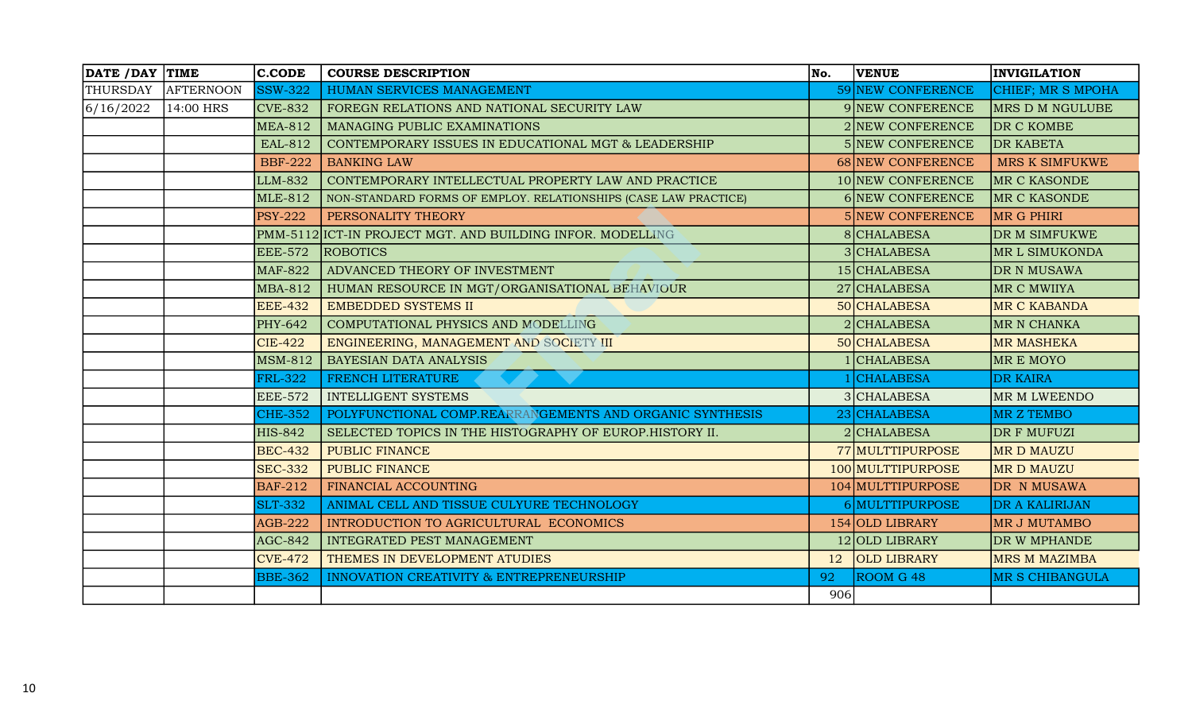| DATE /DAY | TIME | C.CODE | COURSE DESCRIPTION | No. | VENUE | INVIGILATION |
|---|---|---|---|---|---|---|
| THURSDAY | AFTERNOON | SSW-322 | HUMAN SERVICES MANAGEMENT | 59 | NEW CONFERENCE | CHIEF; MR S MPOHA |
| 6/16/2022 | 14:00 HRS | CVE-832 | FOREGN RELATIONS AND NATIONAL SECURITY LAW | 9 | NEW CONFERENCE | MRS D M NGULUBE |
| | | MEA-812 | MANAGING PUBLIC EXAMINATIONS | 2 | NEW CONFERENCE | DR C KOMBE |
| | | EAL-812 | CONTEMPORARY ISSUES IN EDUCATIONAL MGT & LEADERSHIP | 5 | NEW CONFERENCE | DR KABETA |
| | | BBF-222 | BANKING LAW | 68 | NEW CONFERENCE | MRS K SIMFUKWE |
| | | LLM-832 | CONTEMPORARY INTELLECTUAL PROPERTY LAW AND PRACTICE | 10 | NEW CONFERENCE | MR C KASONDE |
| | | MLE-812 | NON-STANDARD FORMS OF EMPLOY. RELATIONSHIPS (CASE LAW PRACTICE) | 6 | NEW CONFERENCE | MR C KASONDE |
| | | PSY-222 | PERSONALITY THEORY | 5 | NEW CONFERENCE | MR G PHIRI |
| | | PMM-5112 | ICT-IN PROJECT MGT. AND BUILDING INFOR. MODELLING | 8 | CHALABESA | DR M SIMFUKWE |
| | | EEE-572 | ROBOTICS | 3 | CHALABESA | MR L SIMUKONDA |
| | | MAF-822 | ADVANCED THEORY OF INVESTMENT | 15 | CHALABESA | DR N MUSAWA |
| | | MBA-812 | HUMAN RESOURCE IN MGT/ORGANISATIONAL BEHAVIOUR | 27 | CHALABESA | MR C MWIIYA |
| | | EEE-432 | EMBEDDED SYSTEMS II | 50 | CHALABESA | MR C KABANDA |
| | | PHY-642 | COMPUTATIONAL PHYSICS AND MODELLING | 2 | CHALABESA | MR N CHANKA |
| | | CIE-422 | ENGINEERING, MANAGEMENT AND SOCIETY III | 50 | CHALABESA | MR MASHEKA |
| | | MSM-812 | BAYESIAN DATA ANALYSIS | 1 | CHALABESA | MR E MOYO |
| | | FRL-322 | FRENCH LITERATURE | 1 | CHALABESA | DR KAIRA |
| | | EEE-572 | INTELLIGENT SYSTEMS | 3 | CHALABESA | MR M LWEENDO |
| | | CHE-352 | POLYFUNCTIONAL COMP.REARRANGEMENTS AND ORGANIC SYNTHESIS | 23 | CHALABESA | MR Z TEMBO |
| | | HIS-842 | SELECTED TOPICS IN THE HISTOGRAPHY OF EUROP.HISTORY II. | 2 | CHALABESA | DR F MUFUZI |
| | | BEC-432 | PUBLIC FINANCE | 77 | MULTTIPURPOSE | MR D MAUZU |
| | | SEC-332 | PUBLIC FINANCE | 100 | MULTTIPURPOSE | MR D MAUZU |
| | | BAF-212 | FINANCIAL ACCOUNTING | 104 | MULTTIPURPOSE | DR N MUSAWA |
| | | SLT-332 | ANIMAL CELL AND TISSUE CULYURE TECHNOLOGY | 6 | MULTTIPURPOSE | DR A KALIRIJAN |
| | | AGB-222 | INTRODUCTION TO AGRICULTURAL ECONOMICS | 154 | OLD LIBRARY | MR J MUTAMBO |
| | | AGC-842 | INTEGRATED PEST MANAGEMENT | 12 | OLD LIBRARY | DR W MPHANDE |
| | | CVE-472 | THEMES IN DEVELOPMENT ATUDIES | 12 | OLD LIBRARY | MRS M MAZIMBA |
| | | BBE-362 | INNOVATION CREATIVITY & ENTREPRENEURSHIP | 92 | ROOM G 48 | MR S CHIBANGULA |
| | | | | 906 | | |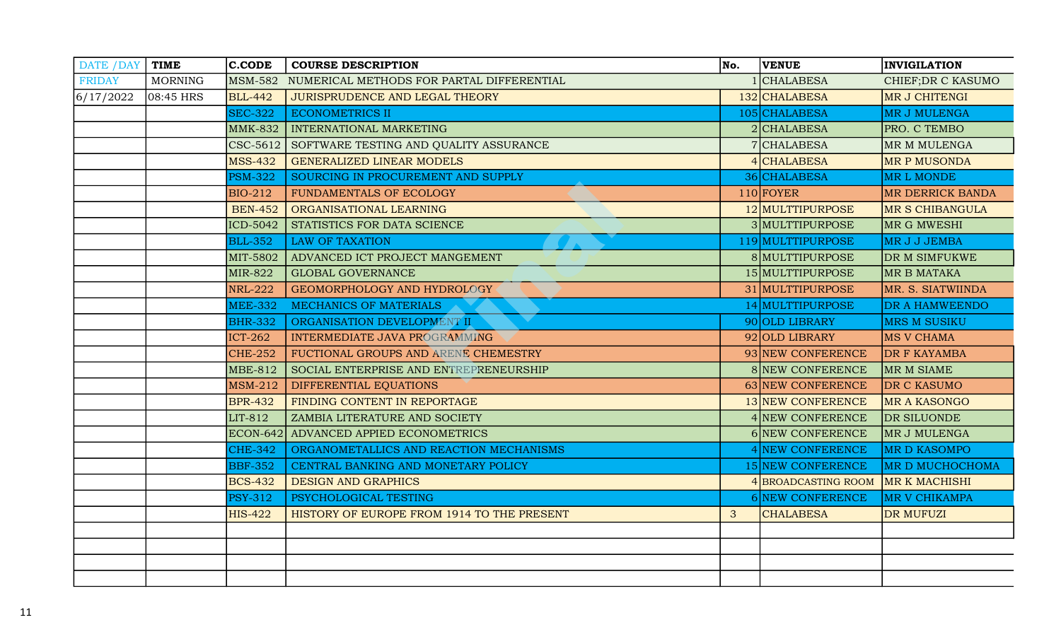| DATE /DAY | TIME | C.CODE | COURSE DESCRIPTION | No. | VENUE | INVIGILATION |
|---|---|---|---|---|---|---|
| FRIDAY | MORNING | MSM-582 | NUMERICAL METHODS FOR PARTAL DIFFERENTIAL | 1 | CHALABESA | CHIEF;DR C KASUMO |
| 6/17/2022 | 08:45 HRS | BLL-442 | JURISPRUDENCE AND LEGAL THEORY | 132 | CHALABESA | MR J CHITENGI |
| | | SEC-322 | ECONOMETRICS II | 105 | CHALABESA | MR J MULENGA |
| | | MMK-832 | INTERNATIONAL MARKETING | 2 | CHALABESA | PRO. C TEMBO |
| | | CSC-5612 | SOFTWARE TESTING AND QUALITY ASSURANCE | 7 | CHALABESA | MR M MULENGA |
| | | MSS-432 | GENERALIZED LINEAR MODELS | 4 | CHALABESA | MR P MUSONDA |
| | | PSM-322 | SOURCING IN PROCUREMENT AND SUPPLY | 36 | CHALABESA | MR L MONDE |
| | | BIO-212 | FUNDAMENTALS OF ECOLOGY | 110 | FOYER | MR DERRICK BANDA |
| | | BEN-452 | ORGANISATIONAL LEARNING | 12 | MULTTIPURPOSE | MR S CHIBANGULA |
| | | ICD-5042 | STATISTICS FOR DATA SCIENCE | 3 | MULTTIPURPOSE | MR G MWESHI |
| | | BLL-352 | LAW OF TAXATION | 119 | MULTTIPURPOSE | MR J J JEMBA |
| | | MIT-5802 | ADVANCED ICT PROJECT MANGEMENT | 8 | MULTTIPURPOSE | DR M SIMFUKWE |
| | | MIR-822 | GLOBAL GOVERNANCE | 15 | MULTTIPURPOSE | MR B MATAKA |
| | | NRL-222 | GEOMORPHOLOGY AND HYDROLOGY | 31 | MULTTIPURPOSE | MR. S. SIATWIINDA |
| | | MEE-332 | MECHANICS OF MATERIALS | 14 | MULTTIPURPOSE | DR A HAMWEENDO |
| | | BHR-332 | ORGANISATION DEVELOPMENT II | 90 | OLD LIBRARY | MRS M SUSIKU |
| | | ICT-262 | INTERMEDIATE JAVA PROGRAMMING | 92 | OLD LIBRARY | MS V CHAMA |
| | | CHE-252 | FUCTIONAL GROUPS AND ARENE CHEMESTRY | 93 | NEW CONFERENCE | DR F KAYAMBA |
| | | MBE-812 | SOCIAL ENTERPRISE AND ENTREPRENEURSHIP | 8 | NEW CONFERENCE | MR M SIAME |
| | | MSM-212 | DIFFERENTIAL EQUATIONS | 63 | NEW CONFERENCE | DR C KASUMO |
| | | BPR-432 | FINDING CONTENT IN REPORTAGE | 13 | NEW CONFERENCE | MR A KASONGO |
| | | LIT-812 | ZAMBIA LITERATURE AND SOCIETY | 4 | NEW CONFERENCE | DR SILUONDE |
| | | ECON-642 | ADVANCED APPIED ECONOMETRICS | 6 | NEW CONFERENCE | MR J MULENGA |
| | | CHE-342 | ORGANOMETALLICS AND REACTION MECHANISMS | 4 | NEW CONFERENCE | MR D KASOMPO |
| | | BBF-352 | CENTRAL BANKING AND MONETARY POLICY | 15 | NEW CONFERENCE | MR D MUCHOCHOMA |
| | | BCS-432 | DESIGN AND GRAPHICS | 4 | BROADCASTING ROOM | MR K MACHISHI |
| | | PSY-312 | PSYCHOLOGICAL TESTING | 6 | NEW CONFERENCE | MR V CHIKAMPA |
| | | HIS-422 | HISTORY OF EUROPE FROM 1914 TO THE PRESENT | 3 | CHALABESA | DR MUFUZI |
| | | | | | | |
| | | | | | | |
| | | | | | | |
| | | | | | | |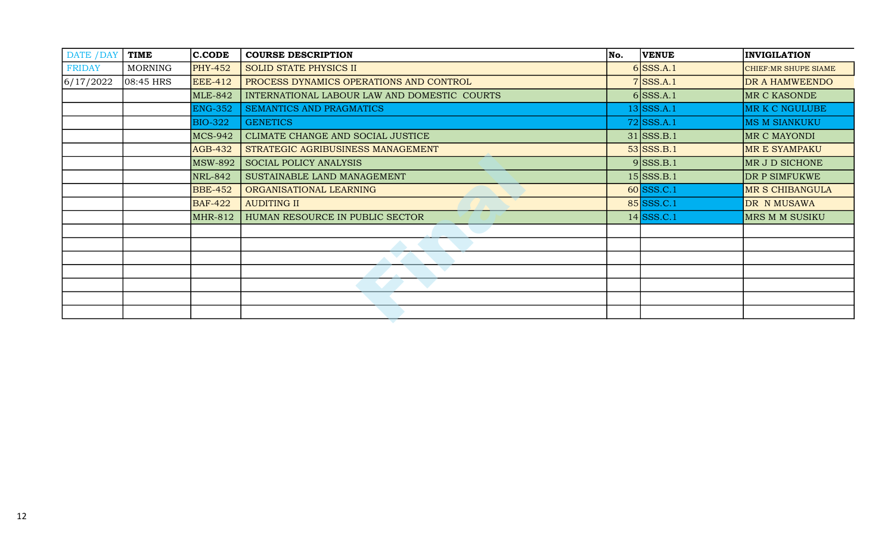| DATE /DAY | TIME | C.CODE | COURSE DESCRIPTION | No. | VENUE | INVIGILATION |
|---|---|---|---|---|---|---|
| FRIDAY | MORNING | PHY-452 | SOLID STATE PHYSICS II | 6 | SSS.A.1 | CHIEF:MR SHUPE SIAME |
| 6/17/2022 | 08:45 HRS | EEE-412 | PROCESS DYNAMICS OPERATIONS AND CONTROL | 7 | SSS.A.1 | DR A HAMWEENDO |
| | | MLE-842 | INTERNATIONAL LABOUR LAW AND DOMESTIC COURTS | 6 | SSS.A.1 | MR C KASONDE |
| | | ENG-352 | SEMANTICS AND PRAGMATICS | 13 | SSS.A.1 | MR K C NGULUBE |
| | | BIO-322 | GENETICS | 72 | SSS.A.1 | MS M SIANKUKU |
| | | MCS-942 | CLIMATE CHANGE AND SOCIAL JUSTICE | 31 | SSS.B.1 | MR C MAYONDI |
| | | AGB-432 | STRATEGIC AGRIBUSINESS MANAGEMENT | 53 | SSS.B.1 | MR E SYAMPAKU |
| | | MSW-892 | SOCIAL POLICY ANALYSIS | 9 | SSS.B.1 | MR J D SICHONE |
| | | NRL-842 | SUSTAINABLE LAND MANAGEMENT | 15 | SSS.B.1 | DR P SIMFUKWE |
| | | BBE-452 | ORGANISATIONAL LEARNING | 60 | SSS.C.1 | MR S CHIBANGULA |
| | | BAF-422 | AUDITING II | 85 | SSS.C.1 | DR N MUSAWA |
| | | MHR-812 | HUMAN RESOURCE IN PUBLIC SECTOR | 14 | SSS.C.1 | MRS M M SUSIKU |
| | | | | | | |
| | | | | | | |
| | | | | | | |
| | | | | | | |
| | | | | | | |
| | | | | | | |
| | | | | | | |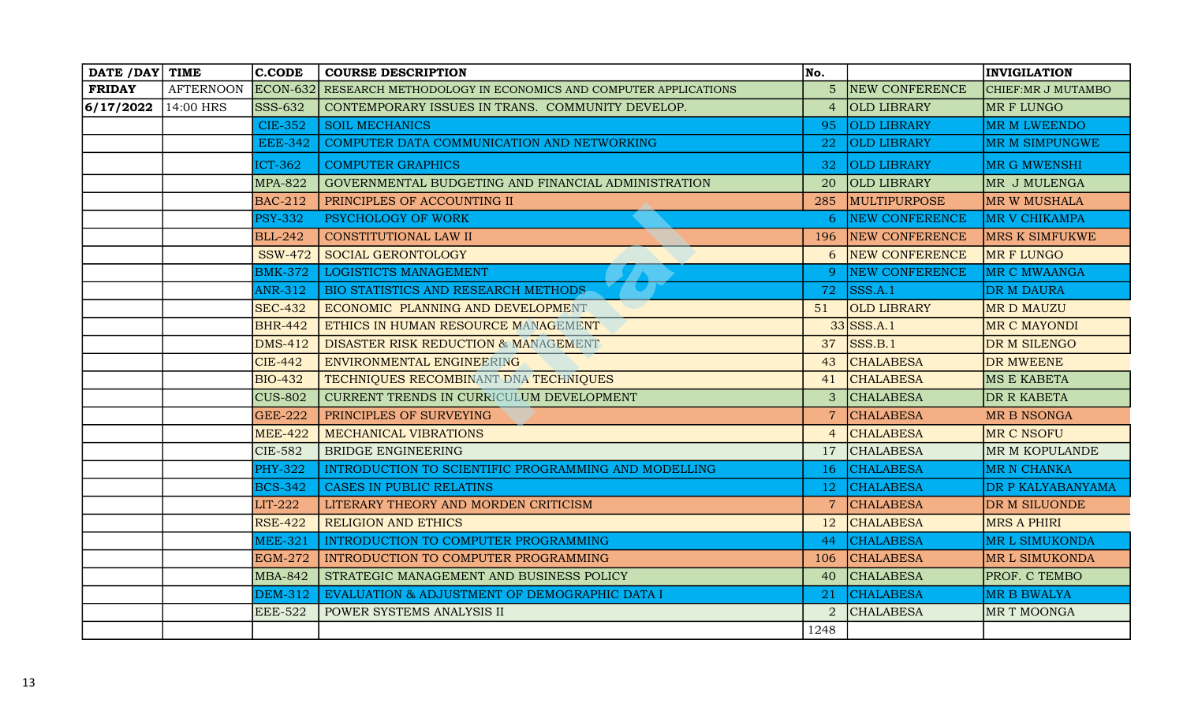| DATE /DAY | TIME | C.CODE | COURSE DESCRIPTION | No. | | INVIGILATION |
|---|---|---|---|---|---|---|
| FRIDAY | AFTERNOON | ECON-632 | RESEARCH METHODOLOGY IN ECONOMICS AND COMPUTER APPLICATIONS | 5 | NEW CONFERENCE | CHIEF:MR J MUTAMBO |
| 6/17/2022 | 14:00 HRS | SSS-632 | CONTEMPORARY ISSUES IN TRANS. COMMUNITY DEVELOP. | 4 | OLD LIBRARY | MR F LUNGO |
| | | CIE-352 | SOIL MECHANICS | 95 | OLD LIBRARY | MR M LWEENDO |
| | | EEE-342 | COMPUTER DATA COMMUNICATION AND NETWORKING | 22 | OLD LIBRARY | MR M SIMPUNGWE |
| | | ICT-362 | COMPUTER GRAPHICS | 32 | OLD LIBRARY | MR G MWENSHI |
| | | MPA-822 | GOVERNMENTAL BUDGETING AND FINANCIAL ADMINISTRATION | 20 | OLD LIBRARY | MR J MULENGA |
| | | BAC-212 | PRINCIPLES OF ACCOUNTING II | 285 | MULTIPURPOSE | MR W MUSHALA |
| | | PSY-332 | PSYCHOLOGY OF WORK | 6 | NEW CONFERENCE | MR V CHIKAMPA |
| | | BLL-242 | CONSTITUTIONAL LAW II | 196 | NEW CONFERENCE | MRS K SIMFUKWE |
| | | SSW-472 | SOCIAL GERONTOLOGY | 6 | NEW CONFERENCE | MR F LUNGO |
| | | BMK-372 | LOGISTICTS MANAGEMENT | 9 | NEW CONFERENCE | MR C MWAANGA |
| | | ANR-312 | BIO STATISTICS AND RESEARCH METHODS | 72 | SSS.A.1 | DR M DAURA |
| | | SEC-432 | ECONOMIC PLANNING AND DEVELOPMENT | 51 | OLD LIBRARY | MR D MAUZU |
| | | BHR-442 | ETHICS IN HUMAN RESOURCE MANAGEMENT | 33 | SSS.A.1 | MR C MAYONDI |
| | | DMS-412 | DISASTER RISK REDUCTION & MANAGEMENT | 37 | SSS.B.1 | DR M SILENGO |
| | | CIE-442 | ENVIRONMENTAL ENGINEERING | 43 | CHALABESA | DR MWEENE |
| | | BIO-432 | TECHNIQUES RECOMBINANT DNA TECHNIQUES | 41 | CHALABESA | MS E KABETA |
| | | CUS-802 | CURRENT TRENDS IN CURRICULUM DEVELOPMENT | 3 | CHALABESA | DR R KABETA |
| | | GEE-222 | PRINCIPLES OF SURVEYING | 7 | CHALABESA | MR B NSONGA |
| | | MEE-422 | MECHANICAL VIBRATIONS | 4 | CHALABESA | MR C NSOFU |
| | | CIE-582 | BRIDGE ENGINEERING | 17 | CHALABESA | MR M KOPULANDE |
| | | PHY-322 | INTRODUCTION TO SCIENTIFIC PROGRAMMING AND MODELLING | 16 | CHALABESA | MR N CHANKA |
| | | BCS-342 | CASES IN PUBLIC RELATINS | 12 | CHALABESA | DR P KALYABANYAMA |
| | | LIT-222 | LITERARY THEORY AND MORDEN CRITICISM | 7 | CHALABESA | DR M SILUONDE |
| | | RSE-422 | RELIGION AND ETHICS | 12 | CHALABESA | MRS A PHIRI |
| | | MEE-321 | INTRODUCTION TO COMPUTER PROGRAMMING | 44 | CHALABESA | MR L SIMUKONDA |
| | | EGM-272 | INTRODUCTION TO COMPUTER PROGRAMMING | 106 | CHALABESA | MR L SIMUKONDA |
| | | MBA-842 | STRATEGIC MANAGEMENT AND BUSINESS POLICY | 40 | CHALABESA | PROF. C TEMBO |
| | | DEM-312 | EVALUATION & ADJUSTMENT OF DEMOGRAPHIC DATA I | 21 | CHALABESA | MR B BWALYA |
| | | EEE-522 | POWER SYSTEMS ANALYSIS II | 2 | CHALABESA | MR T MOONGA |
| | | | | 1248 | | |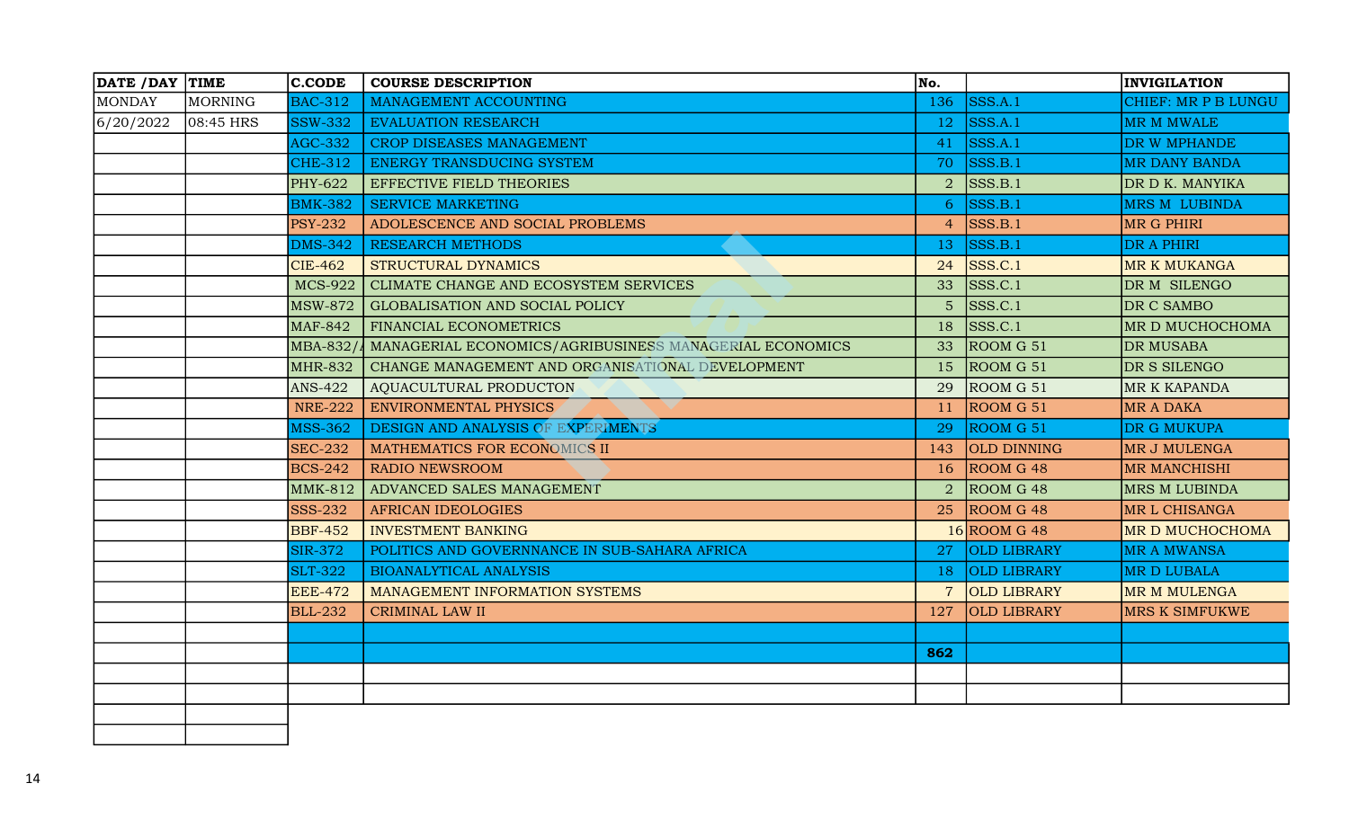| DATE /DAY | TIME | C.CODE | COURSE DESCRIPTION | No. | | INVIGILATION |
|---|---|---|---|---|---|---|
| MONDAY | MORNING | BAC-312 | MANAGEMENT ACCOUNTING | 136 | SSS.A.1 | CHIEF: MR P B LUNGU |
| 6/20/2022 | 08:45 HRS | SSW-332 | EVALUATION RESEARCH | 12 | SSS.A.1 | MR M MWALE |
| | | AGC-332 | CROP DISEASES MANAGEMENT | 41 | SSS.A.1 | DR W MPHANDE |
| | | CHE-312 | ENERGY TRANSDUCING SYSTEM | 70 | SSS.B.1 | MR DANY BANDA |
| | | PHY-622 | EFFECTIVE FIELD THEORIES | 2 | SSS.B.1 | DR D K. MANYIKA |
| | | BMK-382 | SERVICE MARKETING | 6 | SSS.B.1 | MRS M LUBINDA |
| | | PSY-232 | ADOLESCENCE AND SOCIAL PROBLEMS | 4 | SSS.B.1 | MR G PHIRI |
| | | DMS-342 | RESEARCH METHODS | 13 | SSS.B.1 | DR A PHIRI |
| | | CIE-462 | STRUCTURAL DYNAMICS | 24 | SSS.C.1 | MR K MUKANGA |
| | | MCS-922 | CLIMATE CHANGE AND ECOSYSTEM SERVICES | 33 | SSS.C.1 | DR M SILENGO |
| | | MSW-872 | GLOBALISATION AND SOCIAL POLICY | 5 | SSS.C.1 | DR C SAMBO |
| | | MAF-842 | FINANCIAL ECONOMETRICS | 18 | SSS.C.1 | MR D MUCHOCHOMA |
| | | MBA-832/ | MANAGERIAL ECONOMICS/AGRIBUSINESS MANAGERIAL ECONOMICS | 33 | ROOM G 51 | DR MUSABA |
| | | MHR-832 | CHANGE MANAGEMENT AND ORGANISATIONAL DEVELOPMENT | 15 | ROOM G 51 | DR S SILENGO |
| | | ANS-422 | AQUACULTURAL PRODUCTON | 29 | ROOM G 51 | MR K KAPANDA |
| | | NRE-222 | ENVIRONMENTAL PHYSICS | 11 | ROOM G 51 | MR A DAKA |
| | | MSS-362 | DESIGN AND ANALYSIS OF EXPERIMENTS | 29 | ROOM G 51 | DR G MUKUPA |
| | | SEC-232 | MATHEMATICS FOR ECONOMICS II | 143 | OLD DINNING | MR J MULENGA |
| | | BCS-242 | RADIO NEWSROOM | 16 | ROOM G 48 | MR MANCHISHI |
| | | MMK-812 | ADVANCED SALES MANAGEMENT | 2 | ROOM G 48 | MRS M LUBINDA |
| | | SSS-232 | AFRICAN IDEOLOGIES | 25 | ROOM G 48 | MR L CHISANGA |
| | | BBF-452 | INVESTMENT BANKING | 16 | ROOM G 48 | MR D MUCHOCHOMA |
| | | SIR-372 | POLITICS AND GOVERNNANCE IN SUB-SAHARA AFRICA | 27 | OLD LIBRARY | MR A MWANSA |
| | | SLT-322 | BIOANALYTICAL ANALYSIS | 18 | OLD LIBRARY | MR D LUBALA |
| | | EEE-472 | MANAGEMENT INFORMATION SYSTEMS | 7 | OLD LIBRARY | MR M MULENGA |
| | | BLL-232 | CRIMINAL LAW II | 127 | OLD LIBRARY | MRS K SIMFUKWE |
| | | | | | | |
| | | | | **862** | | |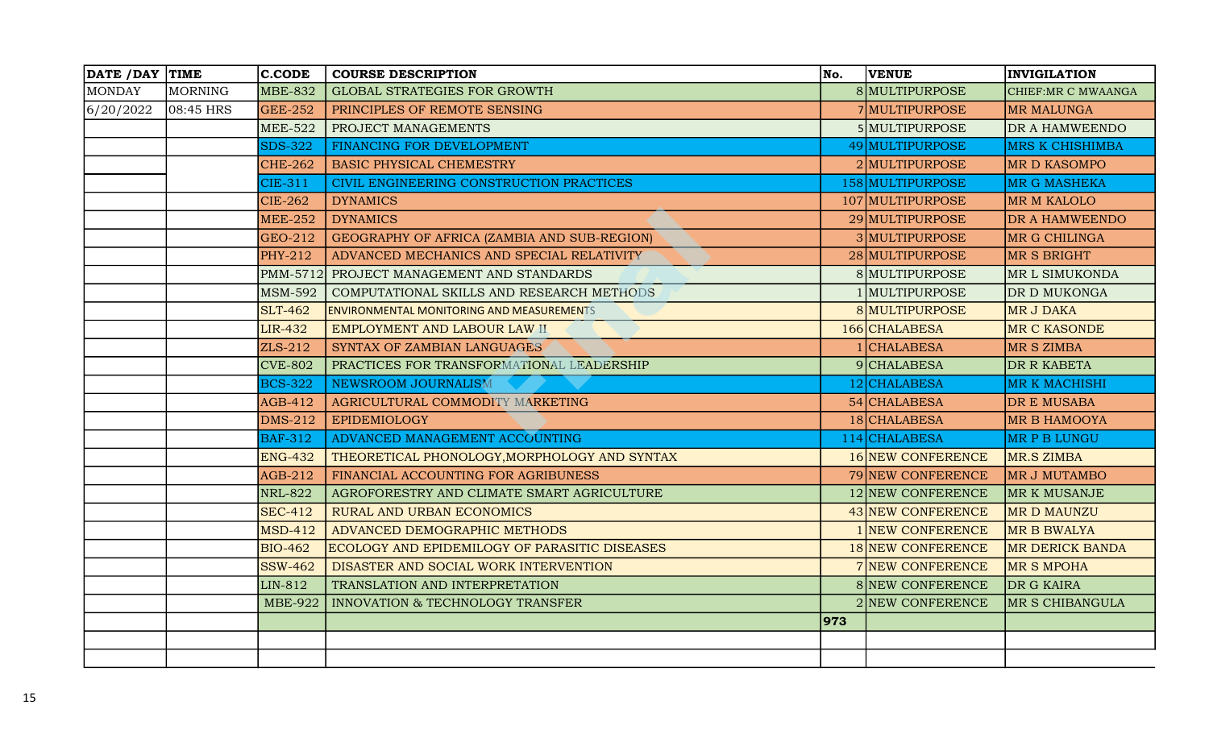| DATE /DAY | TIME | C.CODE | COURSE DESCRIPTION | No. | VENUE | INVIGILATION |
|---|---|---|---|---|---|---|
| MONDAY | MORNING | MBE-832 | GLOBAL STRATEGIES FOR GROWTH | 8 | MULTIPURPOSE | CHIEF:MR C MWAANGA |
| 6/20/2022 | 08:45 HRS | GEE-252 | PRINCIPLES OF REMOTE SENSING | 7 | MULTIPURPOSE | MR MALUNGA |
| | | MEE-522 | PROJECT MANAGEMENTS | 5 | MULTIPURPOSE | DR A HAMWEENDO |
| | | SDS-322 | FINANCING FOR DEVELOPMENT | 49 | MULTIPURPOSE | MRS K CHISHIMBA |
| | | CHE-262 | BASIC PHYSICAL CHEMESTRY | 2 | MULTIPURPOSE | MR D KASOMPO |
| | | CIE-311 | CIVIL ENGINEERING CONSTRUCTION PRACTICES | 158 | MULTIPURPOSE | MR G MASHEKA |
| | | CIE-262 | DYNAMICS | 107 | MULTIPURPOSE | MR M KALOLO |
| | | MEE-252 | DYNAMICS | 29 | MULTIPURPOSE | DR A HAMWEENDO |
| | | GEO-212 | GEOGRAPHY OF AFRICA (ZAMBIA AND SUB-REGION) | 3 | MULTIPURPOSE | MR G CHILINGA |
| | | PHY-212 | ADVANCED MECHANICS AND SPECIAL RELATIVITY | 28 | MULTIPURPOSE | MR S BRIGHT |
| | | PMM-5712 | PROJECT MANAGEMENT AND STANDARDS | 8 | MULTIPURPOSE | MR L SIMUKONDA |
| | | MSM-592 | COMPUTATIONAL SKILLS AND RESEARCH METHODS | 1 | MULTIPURPOSE | DR D MUKONGA |
| | | SLT-462 | ENVIRONMENTAL MONITORING AND MEASUREMENTS | 8 | MULTIPURPOSE | MR J DAKA |
| | | LIR-432 | EMPLOYMENT AND LABOUR LAW II | 166 | CHALABESA | MR C KASONDE |
| | | ZLS-212 | SYNTAX OF ZAMBIAN LANGUAGES | 1 | CHALABESA | MR S ZIMBA |
| | | CVE-802 | PRACTICES FOR TRANSFORMATIONAL LEADERSHIP | 9 | CHALABESA | DR R KABETA |
| | | BCS-322 | NEWSROOM JOURNALISM | 12 | CHALABESA | MR K MACHISHI |
| | | AGB-412 | AGRICULTURAL COMMODITY MARKETING | 54 | CHALABESA | DR E MUSABA |
| | | DMS-212 | EPIDEMIOLOGY | 18 | CHALABESA | MR B HAMOOYA |
| | | BAF-312 | ADVANCED MANAGEMENT ACCOUNTING | 114 | CHALABESA | MR P B LUNGU |
| | | ENG-432 | THEORETICAL PHONOLOGY,MORPHOLOGY AND SYNTAX | 16 | NEW CONFERENCE | MR.S ZIMBA |
| | | AGB-212 | FINANCIAL ACCOUNTING FOR AGRIBUNESS | 79 | NEW CONFERENCE | MR J MUTAMBO |
| | | NRL-822 | AGROFORESTRY AND CLIMATE SMART AGRICULTURE | 12 | NEW CONFERENCE | MR K MUSANJE |
| | | SEC-412 | RURAL AND URBAN ECONOMICS | 43 | NEW CONFERENCE | MR D MAUNZU |
| | | MSD-412 | ADVANCED DEMOGRAPHIC METHODS | 1 | NEW CONFERENCE | MR B BWALYA |
| | | BIO-462 | ECOLOGY AND EPIDEMIOLOGY OF PARASITIC DISEASES | 18 | NEW CONFERENCE | MR DERICK BANDA |
| | | SSW-462 | DISASTER AND SOCIAL WORK INTERVENTION | 7 | NEW CONFERENCE | MR S MPOHA |
| | | LIN-812 | TRANSLATION AND INTERPRETATION | 8 | NEW CONFERENCE | DR G KAIRA |
| | | MBE-922 | INNOVATION & TECHNOLOGY TRANSFER | 2 | NEW CONFERENCE | MR S CHIBANGULA |
| | | | | 973 | | |
| | | | | | | |
| | | | | | | |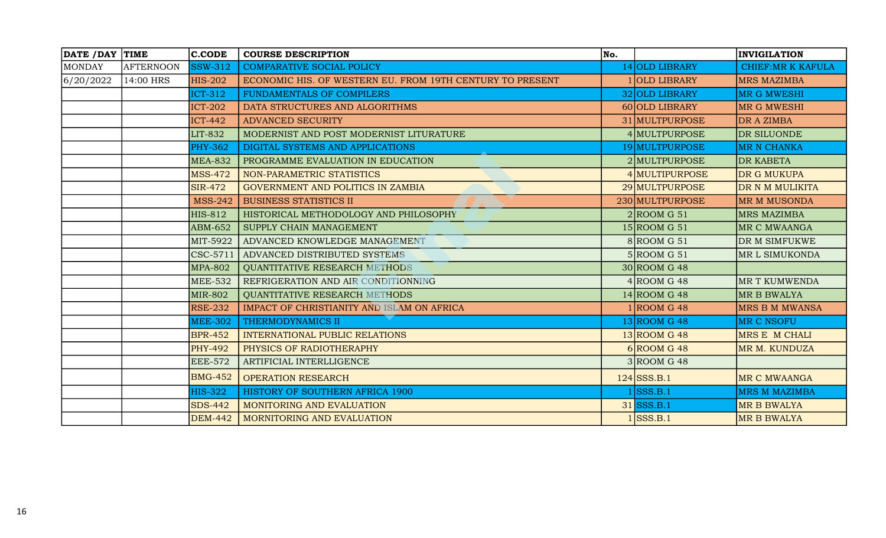| DATE /DAY | TIME | C.CODE | COURSE DESCRIPTION | No. | | INVIGILATION |
|---|---|---|---|---|---|---|
| MONDAY | AFTERNOON | SSW-312 | COMPARATIVE SOCIAL POLICY | 14 | OLD LIBRARY | CHIEF:MR K KAFULA |
| 6/20/2022 | 14:00 HRS | HIS-202 | ECONOMIC HIS. OF WESTERN EU. FROM 19TH CENTURY TO PRESENT | 1 | OLD LIBRARY | MRS MAZIMBA |
| | | ICT-312 | FUNDAMENTALS OF COMPILERS | 32 | OLD LIBRARY | MR G MWESHI |
| | | ICT-202 | DATA STRUCTURES AND ALGORITHMS | 60 | OLD LIBRARY | MR G MWESHI |
| | | ICT-442 | ADVANCED SECURITY | 31 | MULTPURPOSE | DR A ZIMBA |
| | | LIT-832 | MODERNIST AND POST MODERNIST LITURATURE | 4 | MULTPURPOSE | DR SILUONDE |
| | | PHY-362 | DIGITAL SYSTEMS AND APPLICATIONS | 19 | MULTPURPOSE | MR N CHANKA |
| | | MEA-832 | PROGRAMME EVALUATION IN EDUCATION | 2 | MULTPURPOSE | DR KABETA |
| | | MSS-472 | NON-PARAMETRIC STATISTICS | 4 | MULTIPURPOSE | DR G MUKUPA |
| | | SIR-472 | GOVERNMENT AND POLITICS IN ZAMBIA | 29 | MULTPURPOSE | DR N M MULIKITA |
| | | MSS-242 | BUSINESS STATISTICS II | 230 | MULTPURPOSE | MR M MUSONDA |
| | | HIS-812 | HISTORICAL METHODOLOGY AND PHILOSOPHY | 2 | ROOM G 51 | MRS MAZIMBA |
| | | ABM-652 | SUPPLY CHAIN MANAGEMENT | 15 | ROOM G 51 | MR C MWAANGA |
| | | MIT-5922 | ADVANCED KNOWLEDGE MANAGEMENT | 8 | ROOM G 51 | DR M SIMFUKWE |
| | | CSC-5711 | ADVANCED DISTRIBUTED SYSTEMS | 5 | ROOM G 51 | MR L SIMUKONDA |
| | | MPA-802 | QUANTITATIVE RESEARCH METHODS | 30 | ROOM G 48 | |
| | | MEE-532 | REFRIGERATION AND AIR CONDITIONNING | 4 | ROOM G 48 | MR T KUMWENDA |
| | | MIR-802 | QUANTITATIVE RESEARCH METHODS | 14 | ROOM G 48 | MR B BWALYA |
| | | RSE-232 | IMPACT OF CHRISTIANITY AND ISLAM ON AFRICA | 1 | ROOM G 48 | MRS B M MWANSA |
| | | MEE-302 | THERMODYNAMICS II | 13 | ROOM G 48 | MR C NSOFU |
| | | BPR-452 | INTERNATIONAL PUBLIC RELATIONS | 13 | ROOM G 48 | MRS E M CHALI |
| | | PHY-492 | PHYSICS OF RADIOTHERAPHY | 6 | ROOM G 48 | MR M. KUNDUZA |
| | | EEE-572 | ARTIFICIAL INTERLLIGENCE | 3 | ROOM G 48 | |
| | | BMG-452 | OPERATION RESEARCH | 124 | SSS.B.1 | MR C MWAANGA |
| | | HIS-322 | HISTORY OF SOUTHERN AFRICA 1900 | 1 | SSS.B.1 | MRS M MAZIMBA |
| | | SDS-442 | MONITORING AND EVALUATION | 31 | SSS.B.1 | MR B BWALYA |
| | | DEM-442 | MORNITORING AND EVALUATION | 1 | SSS.B.1 | MR B BWALYA |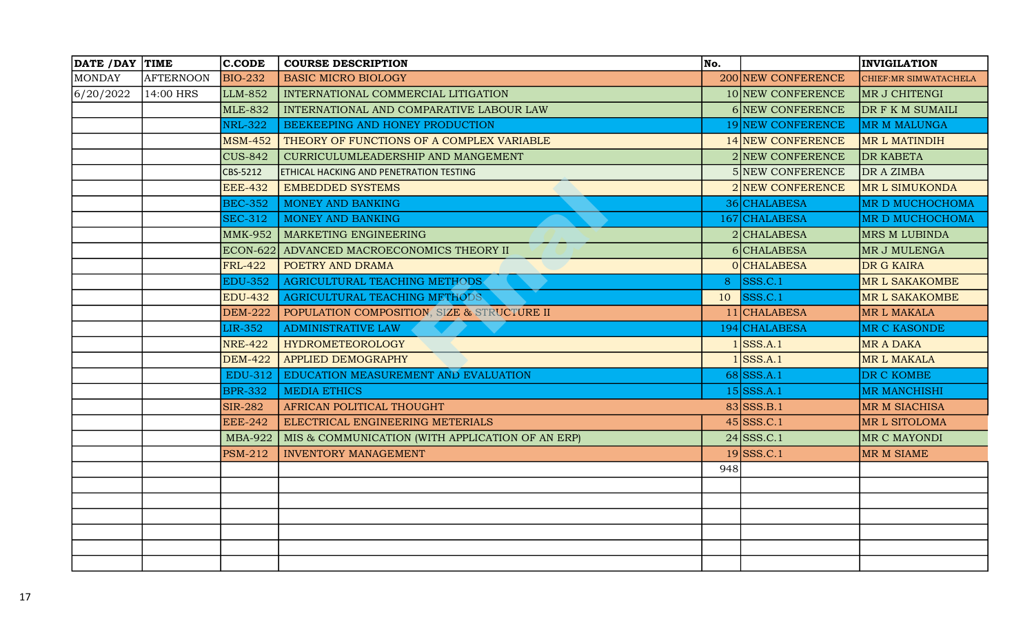| DATE /DAY | TIME | C.CODE | COURSE DESCRIPTION | No. | | INVIGILATION |
|---|---|---|---|---|---|---|
| MONDAY | AFTERNOON | BIO-232 | BASIC MICRO BIOLOGY | 200 | NEW CONFERENCE | CHIEF:MR SIMWATACHELA |
| 6/20/2022 | 14:00 HRS | LLM-852 | INTERNATIONAL COMMERCIAL LITIGATION | 10 | NEW CONFERENCE | MR J CHITENGI |
| | | MLE-832 | INTERNATIONAL AND COMPARATIVE LABOUR LAW | 6 | NEW CONFERENCE | DR F K M SUMAILI |
| | | NRL-322 | BEEKEEPING AND HONEY PRODUCTION | 19 | NEW CONFERENCE | MR M MALUNGA |
| | | MSM-452 | THEORY OF FUNCTIONS OF A COMPLEX VARIABLE | 14 | NEW CONFERENCE | MR L MATINDIH |
| | | CUS-842 | CURRICULUMLEADERSHIP AND MANGEMENT | 2 | NEW CONFERENCE | DR KABETA |
| | | CBS-5212 | ETHICAL HACKING AND PENETRATION TESTING | 5 | NEW CONFERENCE | DR A ZIMBA |
| | | EEE-432 | EMBEDDED SYSTEMS | 2 | NEW CONFERENCE | MR L SIMUKONDA |
| | | BEC-352 | MONEY AND BANKING | 36 | CHALABESA | MR D MUCHOCHOMA |
| | | SEC-312 | MONEY AND BANKING | 167 | CHALABESA | MR D MUCHOCHOMA |
| | | MMK-952 | MARKETING ENGINEERING | 2 | CHALABESA | MRS M LUBINDA |
| | | ECON-622 | ADVANCED MACROECONOMICS THEORY II | 6 | CHALABESA | MR J MULENGA |
| | | FRL-422 | POETRY AND DRAMA | 0 | CHALABESA | DR G KAIRA |
| | | EDU-352 | AGRICULTURAL TEACHING METHODS | 8 | SSS.C.1 | MR L SAKAKOMBE |
| | | EDU-432 | AGRICULTURAL TEACHING METHODS | 10 | SSS.C.1 | MR L SAKAKOMBE |
| | | DEM-222 | POPULATION COMPOSITION, SIZE & STRUCTURE II | 11 | CHALABESA | MR L MAKALA |
| | | LIR-352 | ADMINISTRATIVE LAW | 194 | CHALABESA | MR C KASONDE |
| | | NRE-422 | HYDROMETEOROLOGY | 1 | SSS.A.1 | MR A DAKA |
| | | DEM-422 | APPLIED DEMOGRAPHY | 1 | SSS.A.1 | MR L MAKALA |
| | | EDU-312 | EDUCATION MEASUREMENT AND EVALUATION | 68 | SSS.A.1 | DR C KOMBE |
| | | BPR-332 | MEDIA ETHICS | 15 | SSS.A.1 | MR MANCHISHI |
| | | SIR-282 | AFRICAN POLITICAL THOUGHT | 83 | SSS.B.1 | MR M SIACHISA |
| | | EEE-242 | ELECTRICAL ENGINEERING METERIALS | 45 | SSS.C.1 | MR L SITOLOMA |
| | | MBA-922 | MIS & COMMUNICATION (WITH APPLICATION OF AN ERP) | 24 | SSS.C.1 | MR C MAYONDI |
| | | PSM-212 | INVENTORY MANAGEMENT | 19 | SSS.C.1 | MR M SIAME |
| | | | | 948 | | |
| | | | | | | |
| | | | | | | |
| | | | | | | |
| | | | | | | |
| | | | | | | |
| | | | | | | |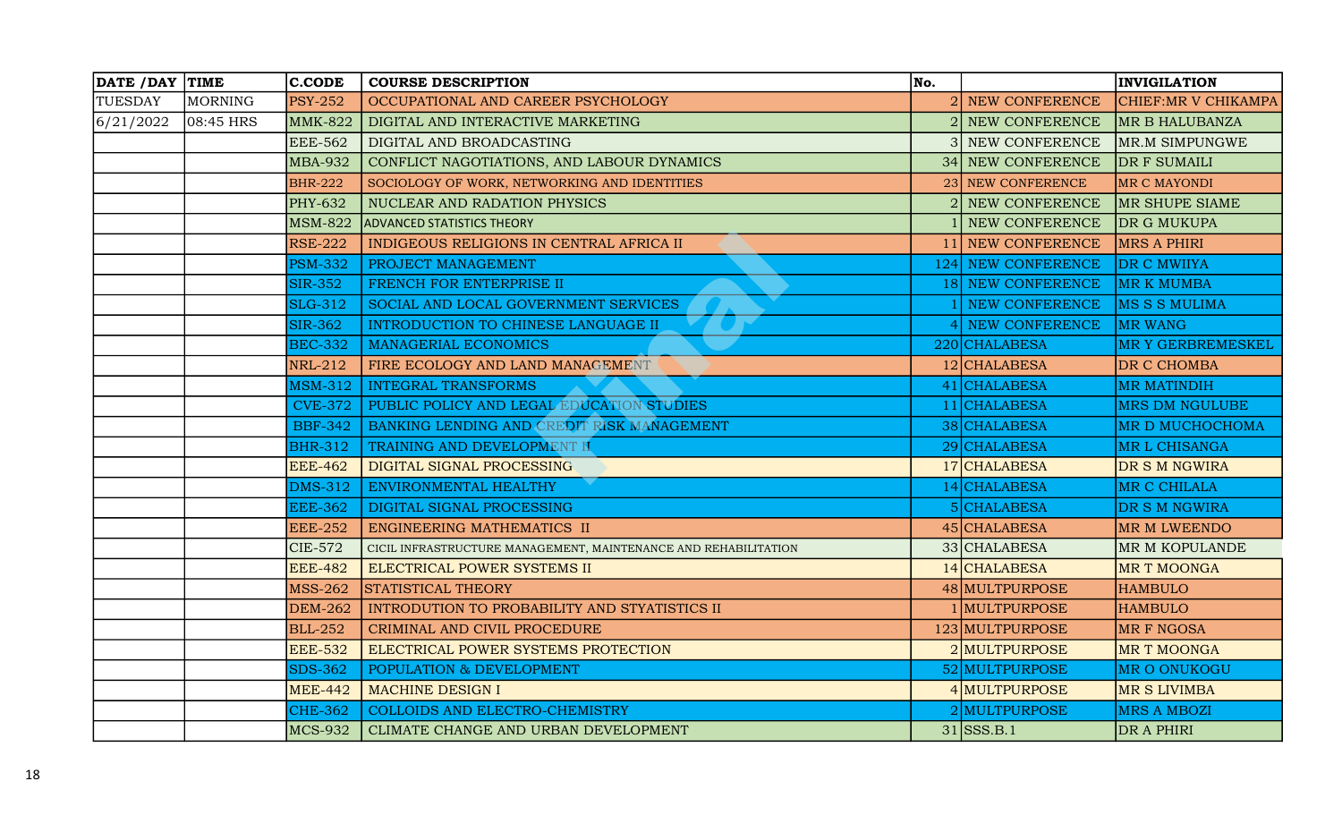| DATE /DAY | TIME | C.CODE | COURSE DESCRIPTION | No. | | INVIGILATION |
|---|---|---|---|---|---|---|
| TUESDAY | MORNING | PSY-252 | OCCUPATIONAL AND CAREER PSYCHOLOGY | 2 | NEW CONFERENCE | CHIEF:MR V CHIKAMPA |
| 6/21/2022 | 08:45 HRS | MMK-822 | DIGITAL AND INTERACTIVE MARKETING | 2 | NEW CONFERENCE | MR B HALUBANZA |
| | | EEE-562 | DIGITAL AND BROADCASTING | 3 | NEW CONFERENCE | MR.M SIMPUNGWE |
| | | MBA-932 | CONFLICT NAGOTIATIONS, AND LABOUR DYNAMICS | 34 | NEW CONFERENCE | DR F SUMAILI |
| | | BHR-222 | SOCIOLOGY OF WORK, NETWORKING AND IDENTITIES | 23 | NEW CONFERENCE | MR C MAYONDI |
| | | PHY-632 | NUCLEAR AND RADIATION PHYSICS | 2 | NEW CONFERENCE | MR SHUPE SIAME |
| | | MSM-822 | ADVANCED STATISTICS THEORY | 1 | NEW CONFERENCE | DR G MUKUPA |
| | | RSE-222 | INDIGEOUS RELIGIONS IN CENTRAL AFRICA II | 11 | NEW CONFERENCE | MRS A PHIRI |
| | | PSM-332 | PROJECT MANAGEMENT | 124 | NEW CONFERENCE | DR C MWIIYA |
| | | SIR-352 | FRENCH FOR ENTERPRISE II | 18 | NEW CONFERENCE | MR K MUMBA |
| | | SLG-312 | SOCIAL AND LOCAL GOVERNMENT SERVICES | 1 | NEW CONFERENCE | MS S S MULIMA |
| | | SIR-362 | INTRODUCTION TO CHINESE LANGUAGE II | 4 | NEW CONFERENCE | MR WANG |
| | | BEC-332 | MANAGERIAL ECONOMICS | 220 | CHALABESA | MR Y GERBREMESKEL |
| | | NRL-212 | FIRE ECOLOGY AND LAND MANAGEMENT | 12 | CHALABESA | DR C CHOMBA |
| | | MSM-312 | INTEGRAL TRANSFORMS | 41 | CHALABESA | MR MATINDIH |
| | | CVE-372 | PUBLIC POLICY AND LEGAL EDUCATION STUDIES | 11 | CHALABESA | MRS DM NGULUBE |
| | | BBF-342 | BANKING LENDING AND CREDIT RISK MANAGEMENT | 38 | CHALABESA | MR D MUCHOCHOMA |
| | | BHR-312 | TRAINING AND DEVELOPMENT II | 29 | CHALABESA | MR L CHISANGA |
| | | EEE-462 | DIGITAL SIGNAL PROCESSING | 17 | CHALABESA | DR S M NGWIRA |
| | | DMS-312 | ENVIRONMENTAL HEALTHY | 14 | CHALABESA | MR C CHILALA |
| | | EEE-362 | DIGITAL SIGNAL PROCESSING | 5 | CHALABESA | DR S M NGWIRA |
| | | EEE-252 | ENGINEERING MATHEMATICS II | 45 | CHALABESA | MR M LWEENDO |
| | | CIE-572 | CICIL INFRASTRUCTURE MANAGEMENT, MAINTENANCE AND REHABILITATION | 33 | CHALABESA | MR M KOPULANDE |
| | | EEE-482 | ELECTRICAL POWER SYSTEMS II | 14 | CHALABESA | MR T MOONGA |
| | | MSS-262 | STATISTICAL THEORY | 48 | MULTPURPOSE | HAMBULO |
| | | DEM-262 | INTRODUTION TO PROBABILITY AND STYATISTICS II | 1 | MULTPURPOSE | HAMBULO |
| | | BLL-252 | CRIMINAL AND CIVIL PROCEDURE | 123 | MULTPURPOSE | MR F NGOSA |
| | | EEE-532 | ELECTRICAL POWER SYSTEMS PROTECTION | 2 | MULTPURPOSE | MR T MOONGA |
| | | SDS-362 | POPULATION & DEVELOPMENT | 52 | MULTPURPOSE | MR O ONUKOGU |
| | | MEE-442 | MACHINE DESIGN I | 4 | MULTPURPOSE | MR S LIVIMBA |
| | | CHE-362 | COLLOIDS AND ELECTRO-CHEMISTRY | 2 | MULTPURPOSE | MRS A MBOZI |
| | | MCS-932 | CLIMATE CHANGE AND URBAN DEVELOPMENT | 31 | SSS.B.1 | DR A PHIRI |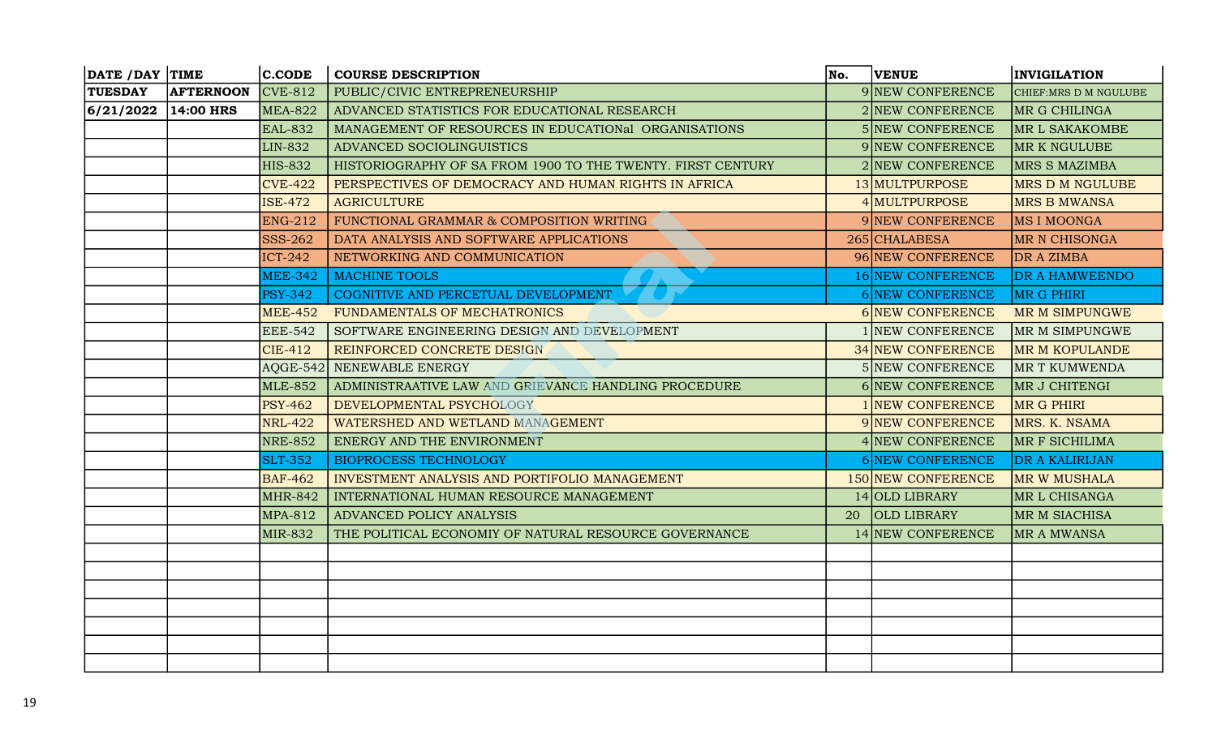| DATE /DAY | TIME | C.CODE | COURSE DESCRIPTION | No. | VENUE | INVIGILATION |
|---|---|---|---|---|---|---|
| TUESDAY | AFTERNOON | CVE-812 | PUBLIC/CIVIC ENTREPRENEURSHIP | 9 | NEW CONFERENCE | CHIEF:MRS D M NGULUBE |
| 6/21/2022 | 14:00 HRS | MEA-822 | ADVANCED STATISTICS FOR EDUCATIONAL RESEARCH | 2 | NEW CONFERENCE | MR G CHILINGA |
| | | EAL-832 | MANAGEMENT OF RESOURCES IN EDUCATIONAl ORGANISATIONS | 5 | NEW CONFERENCE | MR L SAKAKOMBE |
| | | LIN-832 | ADVANCED SOCIOLINGUISTICS | 9 | NEW CONFERENCE | MR K NGULUBE |
| | | HIS-832 | HISTORIOGRAPHY OF SA FROM 1900 TO THE TWENTY. FIRST CENTURY | 2 | NEW CONFERENCE | MRS S MAZIMBA |
| | | CVE-422 | PERSPECTIVES OF DEMOCRACY AND HUMAN RIGHTS IN AFRICA | 13 | MULTPURPOSE | MRS D M NGULUBE |
| | | ISE-472 | AGRICULTURE | 4 | MULTPURPOSE | MRS B MWANSA |
| | | ENG-212 | FUNCTIONAL GRAMMAR & COMPOSITION WRITING | 9 | NEW CONFERENCE | MS I MOONGA |
| | | SSS-262 | DATA ANALYSIS AND SOFTWARE APPLICATIONS | 265 | CHALABESA | MR N CHISONGA |
| | | ICT-242 | NETWORKING AND COMMUNICATION | 96 | NEW CONFERENCE | DR A ZIMBA |
| | | MEE-342 | MACHINE TOOLS | 16 | NEW CONFERENCE | DR A HAMWEENDO |
| | | PSY-342 | COGNITIVE AND PERCETUAL DEVELOPMENT | 6 | NEW CONFERENCE | MR G PHIRI |
| | | MEE-452 | FUNDAMENTALS OF MECHATRONICS | 6 | NEW CONFERENCE | MR M SIMPUNGWE |
| | | EEE-542 | SOFTWARE ENGINEERING DESIGN AND DEVELOPMENT | 1 | NEW CONFERENCE | MR M SIMPUNGWE |
| | | CIE-412 | REINFORCED CONCRETE DESIGN | 34 | NEW CONFERENCE | MR M KOPULANDE |
| | | AQGE-542 | NENEWABLE ENERGY | 5 | NEW CONFERENCE | MR T KUMWENDA |
| | | MLE-852 | ADMINISTRAATIVE LAW AND GRIEVANCE HANDLING PROCEDURE | 6 | NEW CONFERENCE | MR J CHITENGI |
| | | PSY-462 | DEVELOPMENTAL PSYCHOLOGY | 1 | NEW CONFERENCE | MR G PHIRI |
| | | NRL-422 | WATERSHED AND WETLAND MANAGEMENT | 9 | NEW CONFERENCE | MRS. K. NSAMA |
| | | NRE-852 | ENERGY AND THE ENVIRONMENT | 4 | NEW CONFERENCE | MR F SICHILIMA |
| | | SLT-352 | BIOPROCESS TECHNOLOGY | 6 | NEW CONFERENCE | DR A KALIRIJAN |
| | | BAF-462 | INVESTMENT ANALYSIS AND PORTIFOLIO MANAGEMENT | 150 | NEW CONFERENCE | MR W MUSHALA |
| | | MHR-842 | INTERNATIONAL HUMAN RESOURCE MANAGEMENT | 14 | OLD LIBRARY | MR L CHISANGA |
| | | MPA-812 | ADVANCED POLICY ANALYSIS | 20 | OLD LIBRARY | MR M SIACHISA |
| | | MIR-832 | THE POLITICAL ECONOMIY OF NATURAL RESOURCE GOVERNANCE | 14 | NEW CONFERENCE | MR A MWANSA |
| | | | | | | |
| | | | | | | |
| | | | | | | |
| | | | | | | |
| | | | | | | |
| | | | | | | |
| | | | | | | |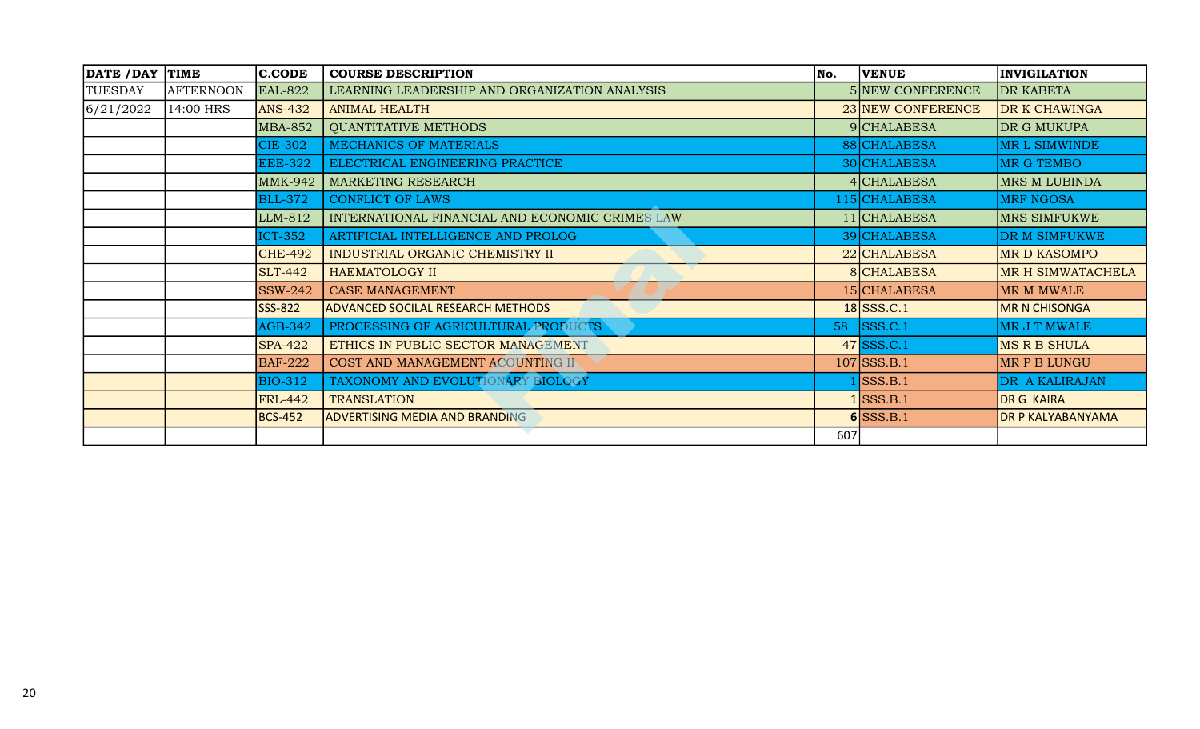| DATE /DAY | TIME | C.CODE | COURSE DESCRIPTION | No. | VENUE | INVIGILATION |
|---|---|---|---|---|---|---|
| TUESDAY | AFTERNOON | EAL-822 | LEARNING LEADERSHIP AND ORGANIZATION ANALYSIS | 5 | NEW CONFERENCE | DR KABETA |
| 6/21/2022 | 14:00 HRS | ANS-432 | ANIMAL HEALTH | 23 | NEW CONFERENCE | DR K CHAWINGA |
| | | MBA-852 | QUANTITATIVE METHODS | 9 | CHALABESA | DR G MUKUPA |
| | | CIE-302 | MECHANICS OF MATERIALS | 88 | CHALABESA | MR L SIMWINDE |
| | | EEE-322 | ELECTRICAL ENGINEERING PRACTICE | 30 | CHALABESA | MR G TEMBO |
| | | MMK-942 | MARKETING RESEARCH | 4 | CHALABESA | MRS M LUBINDA |
| | | BLL-372 | CONFLICT OF LAWS | 115 | CHALABESA | MRF NGOSA |
| | | LLM-812 | INTERNATIONAL FINANCIAL AND ECONOMIC CRIMES LAW | 11 | CHALABESA | MRS SIMFUKWE |
| | | ICT-352 | ARTIFICIAL INTELLIGENCE AND PROLOG | 39 | CHALABESA | DR M SIMFUKWE |
| | | CHE-492 | INDUSTRIAL ORGANIC CHEMISTRY II | 22 | CHALABESA | MR D KASOMPO |
| | | SLT-442 | HAEMATOLOGY II | 8 | CHALABESA | MR H SIMWATACHELA |
| | | SSW-242 | CASE MANAGEMENT | 15 | CHALABESA | MR M MWALE |
| | | SSS-822 | ADVANCED SOCILAL RESEARCH METHODS | 18 | SSS.C.1 | MR N CHISONGA |
| | | AGB-342 | PROCESSING OF AGRICULTURAL PRODUCTS | 58 | SSS.C.1 | MR J T MWALE |
| | | SPA-422 | ETHICS IN PUBLIC SECTOR MANAGEMENT | 47 | SSS.C.1 | MS R B SHULA |
| | | BAF-222 | COST AND MANAGEMENT ACOUNTING II | 107 | SSS.B.1 | MR P B LUNGU |
| | | BIO-312 | TAXONOMY AND EVOLUTIONARY BIOLOGY | 1 | SSS.B.1 | DR A KALIRAJAN |
| | | FRL-442 | TRANSLATION | 1 | SSS.B.1 | DR G KAIRA |
| | | BCS-452 | ADVERTISING MEDIA AND BRANDING | **6** | SSS.B.1 | DR P KALYABANYAMA |
| | | | | 607 | | |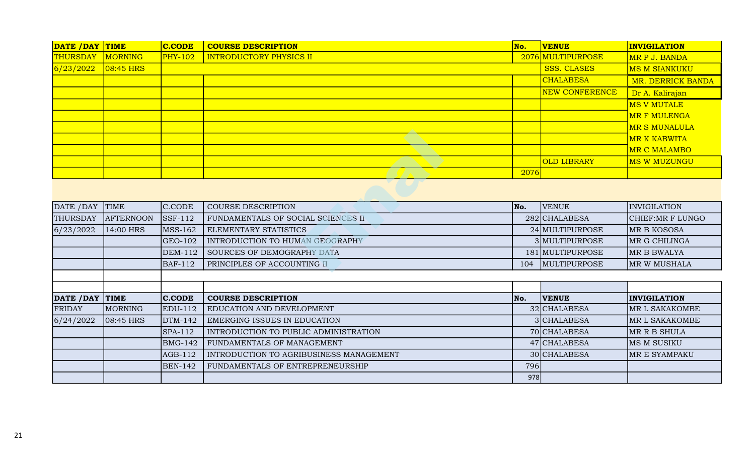| DATE /DAY | TIME | C.CODE | COURSE DESCRIPTION | No. | VENUE | INVIGILATION |
|---|---|---|---|---|---|---|
| THURSDAY | MORNING | PHY-102 | INTRODUCTORY PHYSICS II | 2076 | MULTIPURPOSE | MR P J. BANDA |
| 6/23/2022 | 08:45 HRS | | | | SSS. CLASES | MS M SIANKUKU |
| | | | | | CHALABESA | MR. DERRICK BANDA |
| | | | | | NEW CONFERENCE | Dr A. Kalirajan |
| | | | | | | MS V MUTALE |
| | | | | | | MR F MULENGA |
| | | | | | | MR S MUNALULA |
| | | | | | | MR K KABWITA |
| | | | | | | MR C MALAMBO |
| | | | | | OLD LIBRARY | MS W MUZUNGU |
| | | | | 2076 | | |

| DATE /DAY | TIME | C.CODE | COURSE DESCRIPTION | No. | VENUE | INVIGILATION |
|---|---|---|---|---|---|---|
| THURSDAY | AFTERNOON | SSF-112 | FUNDAMENTALS OF SOCIAL SCIENCES II | 282 | CHALABESA | CHIEF:MR F LUNGO |
| 6/23/2022 | 14:00 HRS | MSS-162 | ELEMENTARY STATISTICS | 24 | MULTIPURPOSE | MR B KOSOSA |
| | | GEO-102 | INTRODUCTION TO HUMAN GEOGRAPHY | 3 | MULTIPURPOSE | MR G CHILINGA |
| | | DEM-112 | SOURCES OF DEMOGRAPHY DATA | 181 | MULTIPURPOSE | MR B BWALYA |
| | | BAF-112 | PRINCIPLES OF ACCOUNTING II | 104 | MULTIPURPOSE | MR W MUSHALA |

| DATE /DAY | TIME | C.CODE | COURSE DESCRIPTION | No. | VENUE | INVIGILATION |
|---|---|---|---|---|---|---|
| FRIDAY | MORNING | EDU-112 | EDUCATION AND DEVELOPMENT | 32 | CHALABESA | MR L SAKAKOMBE |
| 6/24/2022 | 08:45 HRS | DTM-142 | EMERGING ISSUES IN EDUCATION | 3 | CHALABESA | MR L SAKAKOMBE |
| | | SPA-112 | INTRODUCTION TO PUBLIC ADMINISTRATION | 70 | CHALABESA | MR R B SHULA |
| | | BMG-142 | FUNDAMENTALS OF MANAGEMENT | 47 | CHALABESA | MS M SUSIKU |
| | | AGB-112 | INTRODUCTION TO AGRIBUSINESS MANAGEMENT | 30 | CHALABESA | MR E SYAMPAKU |
| | | BEN-142 | FUNDAMENTALS OF ENTREPRENEURSHIP | 796 | | |
| | | | | 978 | | |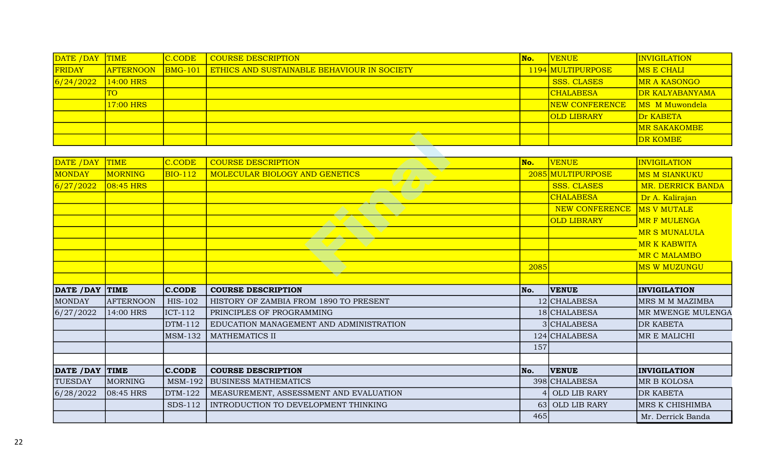| DATE /DAY | TIME | C.CODE | COURSE DESCRIPTION | No. | VENUE | INVIGILATION |
|---|---|---|---|---|---|---|
| FRIDAY | AFTERNOON | BMG-101 | ETHICS AND SUSTAINABLE BEHAVIOUR IN SOCIETY | 1194 | MULTIPURPOSE | MS E CHALI |
| 6/24/2022 | 14:00 HRS | | | | SSS. CLASES | MR A KASONGO |
| | TO | | | | CHALABESA | DR KALYABANYAMA |
| | 17:00 HRS | | | | NEW CONFERENCE | MS M Muwondela |
| | | | | | OLD LIBRARY | Dr KABETA |
| | | | | | | MR SAKAKOMBE |
| | | | | | | DR KOMBE |

| DATE /DAY | TIME | C.CODE | COURSE DESCRIPTION | No. | VENUE | INVIGILATION |
|---|---|---|---|---|---|---|
| MONDAY | MORNING | BIO-112 | MOLECULAR BIOLOGY AND GENETICS | 2085 | MULTIPURPOSE | MS M SIANKUKU |
| 6/27/2022 | 08:45 HRS | | | | SSS. CLASES | MR. DERRICK BANDA |
| | | | | | CHALABESA | Dr A. Kalirajan |
| | | | | | NEW CONFERENCE | MS V MUTALE |
| | | | | | OLD LIBRARY | MR F MULENGA |
| | | | | | | MR S MUNALULA |
| | | | | | | MR K KABWITA |
| | | | | | | MR C MALAMBO |
| | | | | 2085 | | MS W MUZUNGU |

| **DATE /DAY** | **TIME** | **C.CODE** | **COURSE DESCRIPTION** | **No.** | **VENUE** | **INVIGILATION** |
|---|---|---|---|---|---|---|
| MONDAY | AFTERNOON | HIS-102 | HISTORY OF ZAMBIA FROM 1890 TO PRESENT | 12 | CHALABESA | MRS M M MAZIMBA |
| 6/27/2022 | 14:00 HRS | ICT-112 | PRINCIPLES OF PROGRAMMING | 18 | CHALABESA | MR MWENGE MULENGA |
| | | DTM-112 | EDUCATION MANAGEMENT AND ADMINISTRATION | 3 | CHALABESA | DR KABETA |
| | | MSM-132 | MATHEMATICS II | 124 | CHALABESA | MR E MALICHI |
| | | | | 157 | | |

| **DATE /DAY** | **TIME** | **C.CODE** | **COURSE DESCRIPTION** | **No.** | **VENUE** | **INVIGILATION** |
|---|---|---|---|---|---|---|
| TUESDAY | MORNING | MSM-192 | BUSINESS MATHEMATICS | 398 | CHALABESA | MR B KOLOSA |
| 6/28/2022 | 08:45 HRS | DTM-122 | MEASUREMENT, ASSESSMENT AND EVALUATION | 4 | OLD LIB RARY | DR KABETA |
| | | SDS-112 | INTRODUCTION TO DEVELOPMENT THINKING | 63 | OLD LIB RARY | MRS K CHISHIMBA |
| | | | | 465 | | Mr. Derrick Banda |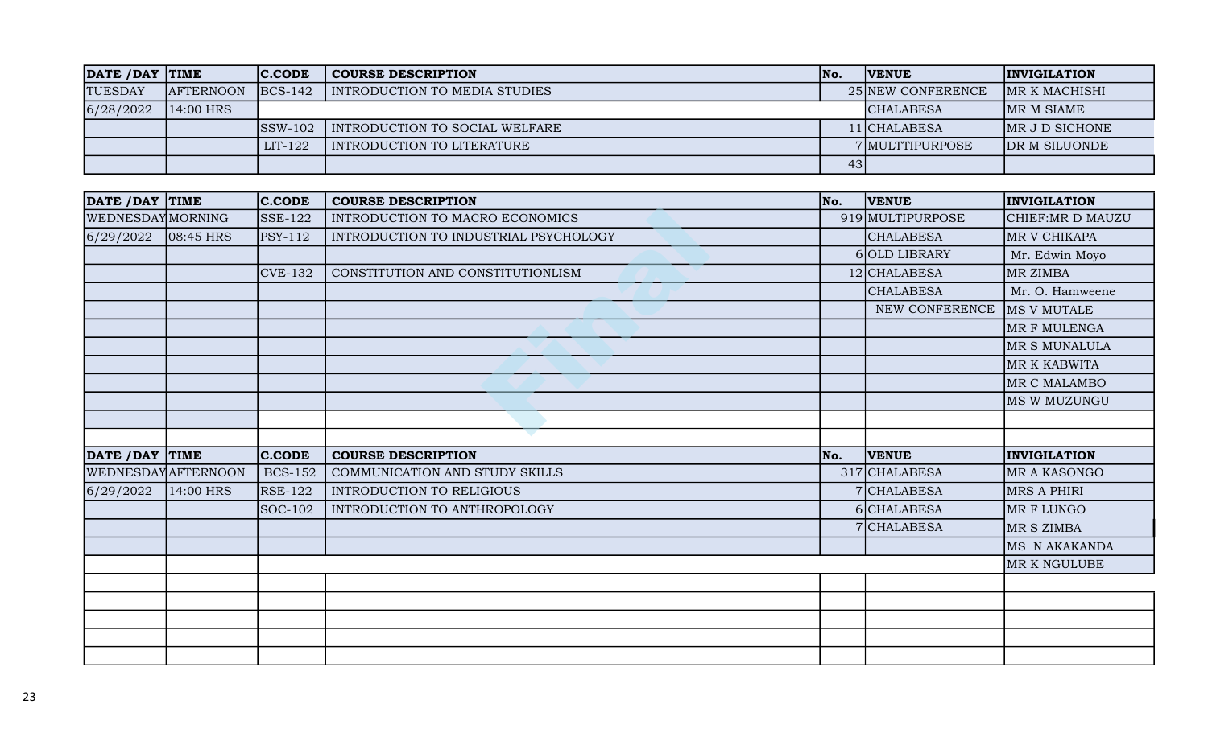| DATE /DAY | TIME | C.CODE | COURSE DESCRIPTION | No. | VENUE | INVIGILATION |
|---|---|---|---|---|---|---|
| TUESDAY | AFTERNOON | BCS-142 | INTRODUCTION TO MEDIA STUDIES | 25 | NEW CONFERENCE | MR K MACHISHI |
| 6/28/2022 | 14:00 HRS | | | | CHALABESA | MR M SIAME |
| | | SSW-102 | INTRODUCTION TO SOCIAL WELFARE | 11 | CHALABESA | MR J D SICHONE |
| | | LIT-122 | INTRODUCTION TO LITERATURE | 7 | MULTTIPURPOSE | DR M SILUONDE |
| | | | | 43 | | |

| DATE /DAY | TIME | C.CODE | COURSE DESCRIPTION | No. | VENUE | INVIGILATION |
|---|---|---|---|---|---|---|
| WEDNESDAY | MORNING | SSE-122 | INTRODUCTION TO MACRO ECONOMICS | 919 | MULTIPURPOSE | CHIEF:MR D MAUZU |
| 6/29/2022 | 08:45 HRS | PSY-112 | INTRODUCTION TO INDUSTRIAL PSYCHOLOGY | | CHALABESA | MR V CHIKAPA |
| | | | | 6 | OLD LIBRARY | Mr. Edwin Moyo |
| | | CVE-132 | CONSTITUTION AND CONSTITUTIONLISM | 12 | CHALABESA | MR ZIMBA |
| | | | | | CHALABESA | Mr. O. Hamweene |
| | | | | | NEW CONFERENCE | MS V MUTALE |
| | | | | | | MR F MULENGA |
| | | | | | | MR S MUNALULA |
| | | | | | | MR K KABWITA |
| | | | | | | MR C MALAMBO |
| | | | | | | MS W MUZUNGU |

| DATE /DAY | TIME | C.CODE | COURSE DESCRIPTION | No. | VENUE | INVIGILATION |
|---|---|---|---|---|---|---|
| WEDNESDAY | AFTERNOON | BCS-152 | COMMUNICATION AND STUDY SKILLS | 317 | CHALABESA | MR A KASONGO |
| 6/29/2022 | 14:00 HRS | RSE-122 | INTRODUCTION TO RELIGIOUS | 7 | CHALABESA | MRS A PHIRI |
| | | SOC-102 | INTRODUCTION TO ANTHROPOLOGY | 6 | CHALABESA | MR F LUNGO |
| | | | | 7 | CHALABESA | MR S ZIMBA |
| | | | | | | MS N AKAKANDA |
| | | | | | | MR K NGULUBE |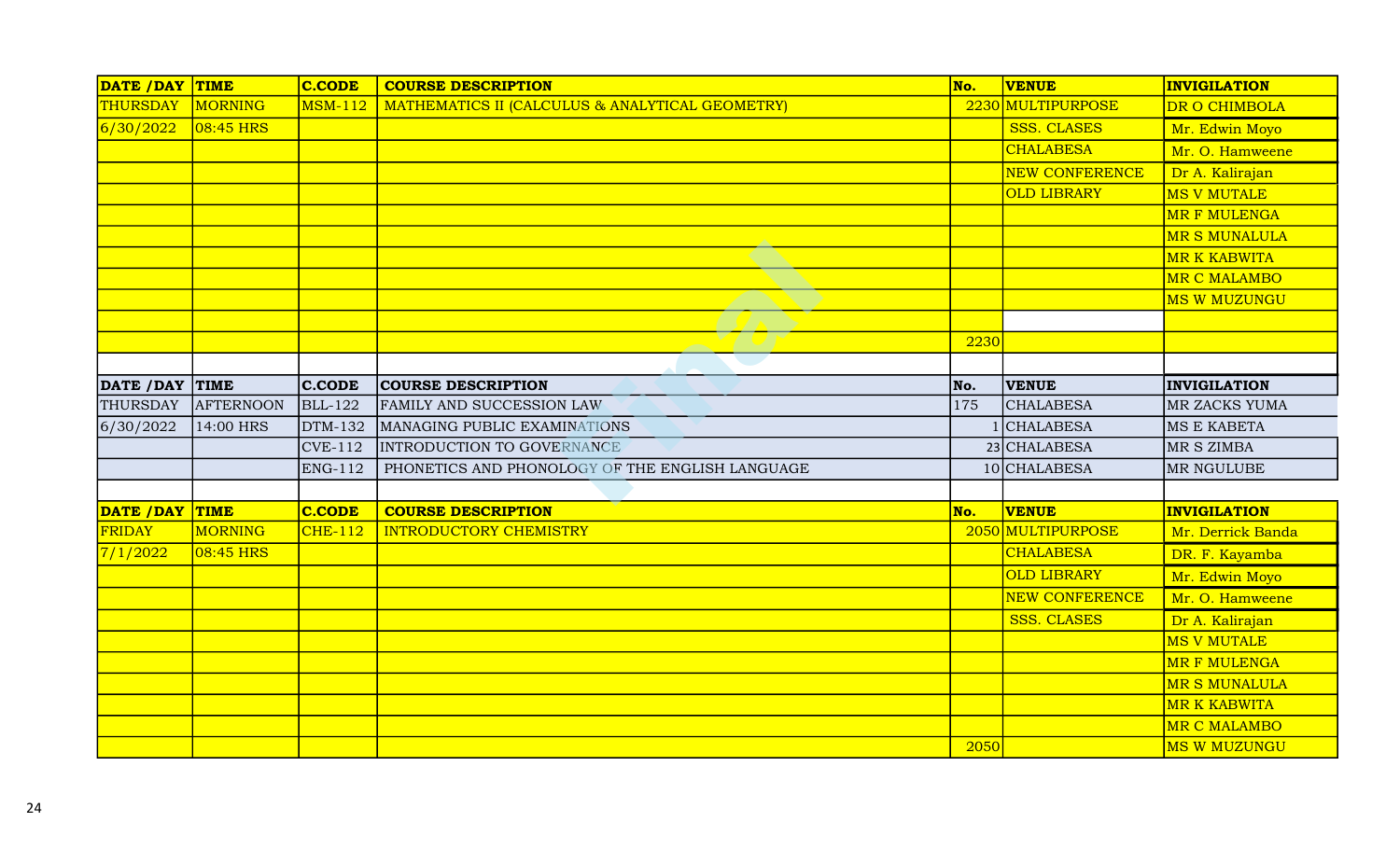| DATE /DAY | TIME | C.CODE | COURSE DESCRIPTION | No. | VENUE | INVIGILATION |
|---|---|---|---|---|---|---|
| THURSDAY | MORNING | MSM-112 | MATHEMATICS II (CALCULUS & ANALYTICAL GEOMETRY) | 2230 | MULTIPURPOSE | DR O CHIMBOLA |
| 6/30/2022 | 08:45 HRS | | | | SSS. CLASES | Mr. Edwin Moyo |
| | | | | | CHALABESA | Mr. O. Hamweene |
| | | | | | NEW CONFERENCE | Dr A. Kalirajan |
| | | | | | OLD LIBRARY | MS V MUTALE |
| | | | | | | MR F MULENGA |
| | | | | | | MR S MUNALULA |
| | | | | | | MR K KABWITA |
| | | | | | | MR C MALAMBO |
| | | | | | | MS W MUZUNGU |
| | | | | | | |
| | | | | 2230 | | |

| DATE /DAY | TIME | C.CODE | COURSE DESCRIPTION | No. | VENUE | INVIGILATION |
|---|---|---|---|---|---|---|
| THURSDAY | AFTERNOON | BLL-122 | FAMILY AND SUCCESSION LAW | 175 | CHALABESA | MR ZACKS YUMA |
| 6/30/2022 | 14:00 HRS | DTM-132 | MANAGING PUBLIC EXAMINATIONS | 1 | CHALABESA | MS E KABETA |
| | | CVE-112 | INTRODUCTION TO GOVERNANCE | 23 | CHALABESA | MR S ZIMBA |
| | | ENG-112 | PHONETICS AND PHONOLOGY OF THE ENGLISH LANGUAGE | 10 | CHALABESA | MR NGULUBE |

| DATE /DAY | TIME | C.CODE | COURSE DESCRIPTION | No. | VENUE | INVIGILATION |
|---|---|---|---|---|---|---|
| FRIDAY | MORNING | CHE-112 | INTRODUCTORY CHEMISTRY | 2050 | MULTIPURPOSE | Mr. Derrick Banda |
| 7/1/2022 | 08:45 HRS | | | | CHALABESA | DR. F. Kayamba |
| | | | | | OLD LIBRARY | Mr. Edwin Moyo |
| | | | | | NEW CONFERENCE | Mr. O. Hamweene |
| | | | | | SSS. CLASES | Dr A. Kalirajan |
| | | | | | | MS V MUTALE |
| | | | | | | MR F MULENGA |
| | | | | | | MR S MUNALULA |
| | | | | | | MR K KABWITA |
| | | | | | | MR C MALAMBO |
| | | | | 2050 | | MS W MUZUNGU |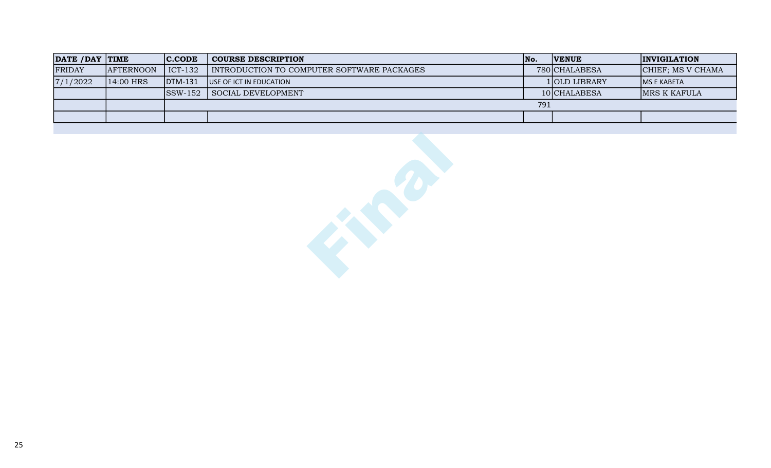| DATE /DAY | TIME | C.CODE | COURSE DESCRIPTION | No. | VENUE | INVIGILATION |
|---|---|---|---|---|---|---|
| FRIDAY | AFTERNOON | ICT-132 | INTRODUCTION TO COMPUTER SOFTWARE PACKAGES | 780 | CHALABESA | CHIEF; MS V CHAMA |
| 7/1/2022 | 14:00 HRS | DTM-131 | USE OF ICT IN EDUCATION | 1 | OLD LIBRARY | MS E KABETA |
| | | SSW-152 | SOCIAL DEVELOPMENT | 10 | CHALABESA | MRS K KAFULA |
| | | | | 791 | | |
| | | | | | | |

Final